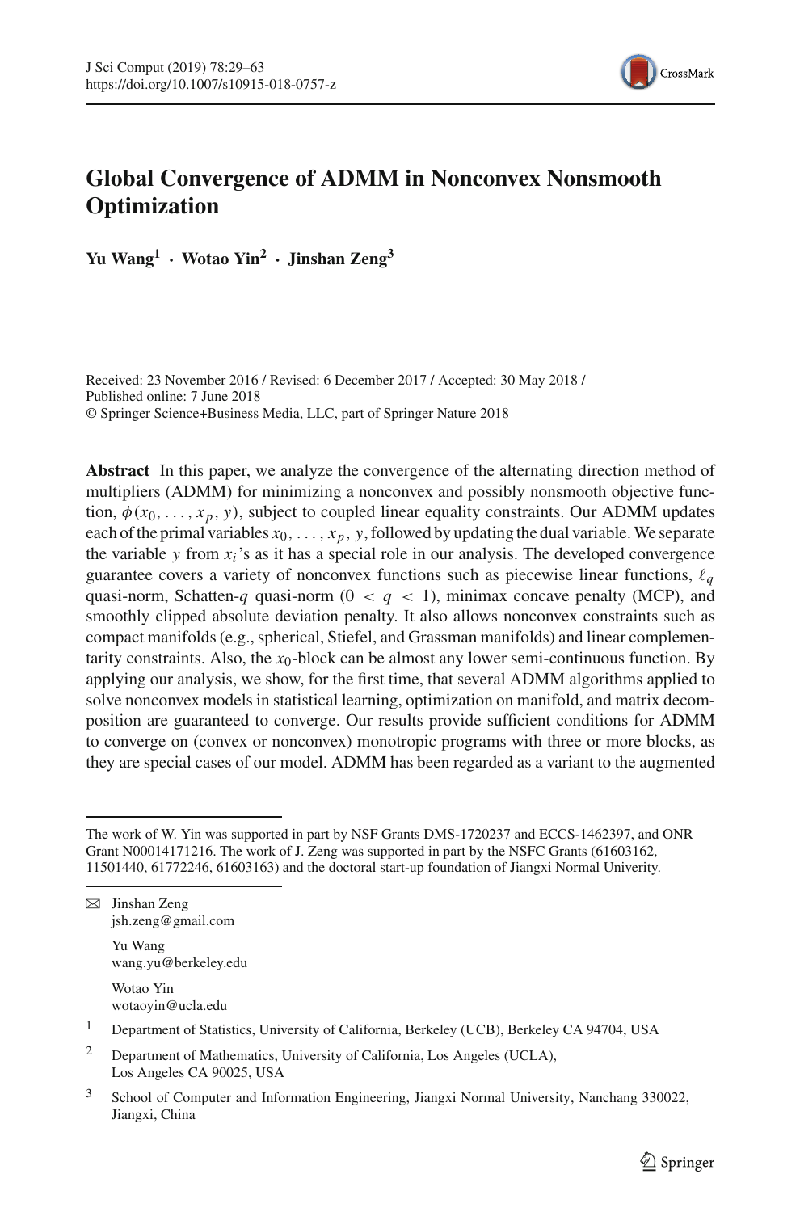# Global Convergence of ADMM in Nonconvex Nonsmooth Optimization

**Yu Wang[1] · Wotao Yin[2] · Jinshan Zeng[3]**

Received: 23 November 2016 / Revised: 6 December 2017 / Accepted: 30 May 2018 / Published online: 7 June 2018
© Springer Science+Business Media, LLC, part of Springer Nature 2018

**Abstract** In this paper, we analyze the convergence of the alternating direction method of multipliers (ADMM) for minimizing a nonconvex and possibly nonsmooth objective function, $\phi(x_0, \ldots, x_p, y)$, subject to coupled linear equality constraints. Our ADMM updates each of the primal variables $x_0, \ldots, x_p, y$, followed by updating the dual variable. We separate the variable $y$ from $x_i$'s as it has a special role in our analysis. The developed convergence guarantee covers a variety of nonconvex functions such as piecewise linear functions, $\ell_q$ quasi-norm, Schatten-$q$ quasi-norm ($0 < q < 1$), minimax concave penalty (MCP), and smoothly clipped absolute deviation penalty. It also allows nonconvex constraints such as compact manifolds (e.g., spherical, Stiefel, and Grassman manifolds) and linear complementarity constraints. Also, the $x_0$-block can be almost any lower semi-continuous function. By applying our analysis, we show, for the first time, that several ADMM algorithms applied to solve nonconvex models in statistical learning, optimization on manifold, and matrix decomposition are guaranteed to converge. Our results provide sufficient conditions for ADMM to converge on (convex or nonconvex) monotropic programs with three or more blocks, as they are special cases of our model. ADMM has been regarded as a variant to the augmented

---

The work of W. Yin was supported in part by NSF Grants DMS-1720237 and ECCS-1462397, and ONR Grant N00014171216. The work of J. Zeng was supported in part by the NSFC Grants (61603162, 11501440, 61772246, 61603163) and the doctoral start-up foundation of Jiangxi Normal Univerity.

✉ Jinshan Zeng
jsh.zeng@gmail.com

Yu Wang
wang.yu@berkeley.edu

Wotao Yin
wotaoyin@ucla.edu

[1] Department of Statistics, University of California, Berkeley (UCB), Berkeley CA 94704, USA

[2] Department of Mathematics, University of California, Los Angeles (UCLA), Los Angeles CA 90025, USA

[3] School of Computer and Information Engineering, Jiangxi Normal University, Nanchang 330022, Jiangxi, China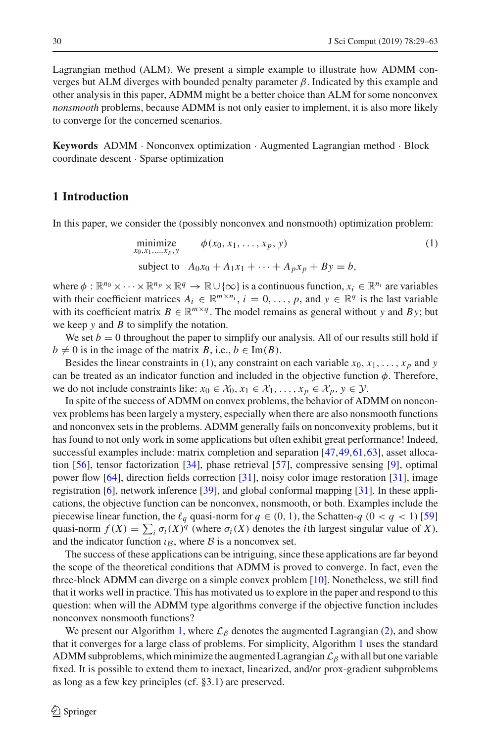Lagrangian method (ALM). We present a simple example to illustrate how ADMM converges but ALM diverges with bounded penalty parameter $\beta$. Indicated by this example and other analysis in this paper, ADMM might be a better choice than ALM for some nonconvex *nonsmooth* problems, because ADMM is not only easier to implement, it is also more likely to converge for the concerned scenarios.

**Keywords** ADMM · Nonconvex optimization · Augmented Lagrangian method · Block coordinate descent · Sparse optimization

## 1 Introduction

In this paper, we consider the (possibly nonconvex and nonsmooth) optimization problem:

$$\begin{aligned} \underset{x_0,x_1,\ldots,x_p,y}{\text{minimize}} \quad & \phi(x_0, x_1, \ldots, x_p, y) \\ \text{subject to} \quad & A_0x_0 + A_1x_1 + \cdots + A_px_p + By = b, \end{aligned} \tag{1}$$

where $\phi : \mathbb{R}^{n_0} \times \cdots \times \mathbb{R}^{n_p} \times \mathbb{R}^q \to \mathbb{R} \cup \{\infty\}$ is a continuous function, $x_i \in \mathbb{R}^{n_i}$ are variables with their coefficient matrices $A_i \in \mathbb{R}^{m \times n_i}$, $i = 0, \ldots, p$, and $y \in \mathbb{R}^q$ is the last variable with its coefficient matrix $B \in \mathbb{R}^{m \times q}$. The model remains as general without $y$ and $By$; but we keep $y$ and $B$ to simplify the notation.

We set $b = 0$ throughout the paper to simplify our analysis. All of our results still hold if $b \neq 0$ is in the image of the matrix $B$, i.e., $b \in \text{Im}(B)$.

Besides the linear constraints in (1), any constraint on each variable $x_0, x_1, \ldots, x_p$ and $y$ can be treated as an indicator function and included in the objective function $\phi$. Therefore, we do not include constraints like: $x_0 \in \mathcal{X}_0, x_1 \in \mathcal{X}_1, \ldots, x_p \in \mathcal{X}_p, y \in \mathcal{Y}$.

In spite of the success of ADMM on convex problems, the behavior of ADMM on nonconvex problems has been largely a mystery, especially when there are also nonsmooth functions and nonconvex sets in the problems. ADMM generally fails on nonconvexity problems, but it has found to not only work in some applications but often exhibit great performance! Indeed, successful examples include: matrix completion and separation [47,49,61,63], asset allocation [56], tensor factorization [34], phase retrieval [57], compressive sensing [9], optimal power flow [64], direction fields correction [31], noisy color image restoration [31], image registration [6], network inference [39], and global conformal mapping [31]. In these applications, the objective function can be nonconvex, nonsmooth, or both. Examples include the piecewise linear function, the $\ell_q$ quasi-norm for $q \in (0, 1)$, the Schatten-$q$ $(0 < q < 1)$ [59] quasi-norm $f(X) = \sum_i \sigma_i(X)^q$ (where $\sigma_i(X)$ denotes the $i$th largest singular value of $X$), and the indicator function $\iota_{\mathcal{B}}$, where $\mathcal{B}$ is a nonconvex set.

The success of these applications can be intriguing, since these applications are far beyond the scope of the theoretical conditions that ADMM is proved to converge. In fact, even the three-block ADMM can diverge on a simple convex problem [10]. Nonetheless, we still find that it works well in practice. This has motivated us to explore in the paper and respond to this question: when will the ADMM type algorithms converge if the objective function includes nonconvex nonsmooth functions?

We present our Algorithm 1, where $\mathcal{L}_\beta$ denotes the augmented Lagrangian (2), and show that it converges for a large class of problems. For simplicity, Algorithm 1 uses the standard ADMM subproblems, which minimize the augmented Lagrangian $\mathcal{L}_\beta$ with all but one variable fixed. It is possible to extend them to inexact, linearized, and/or prox-gradient subproblems as long as a few key principles (cf. §3.1) are preserved.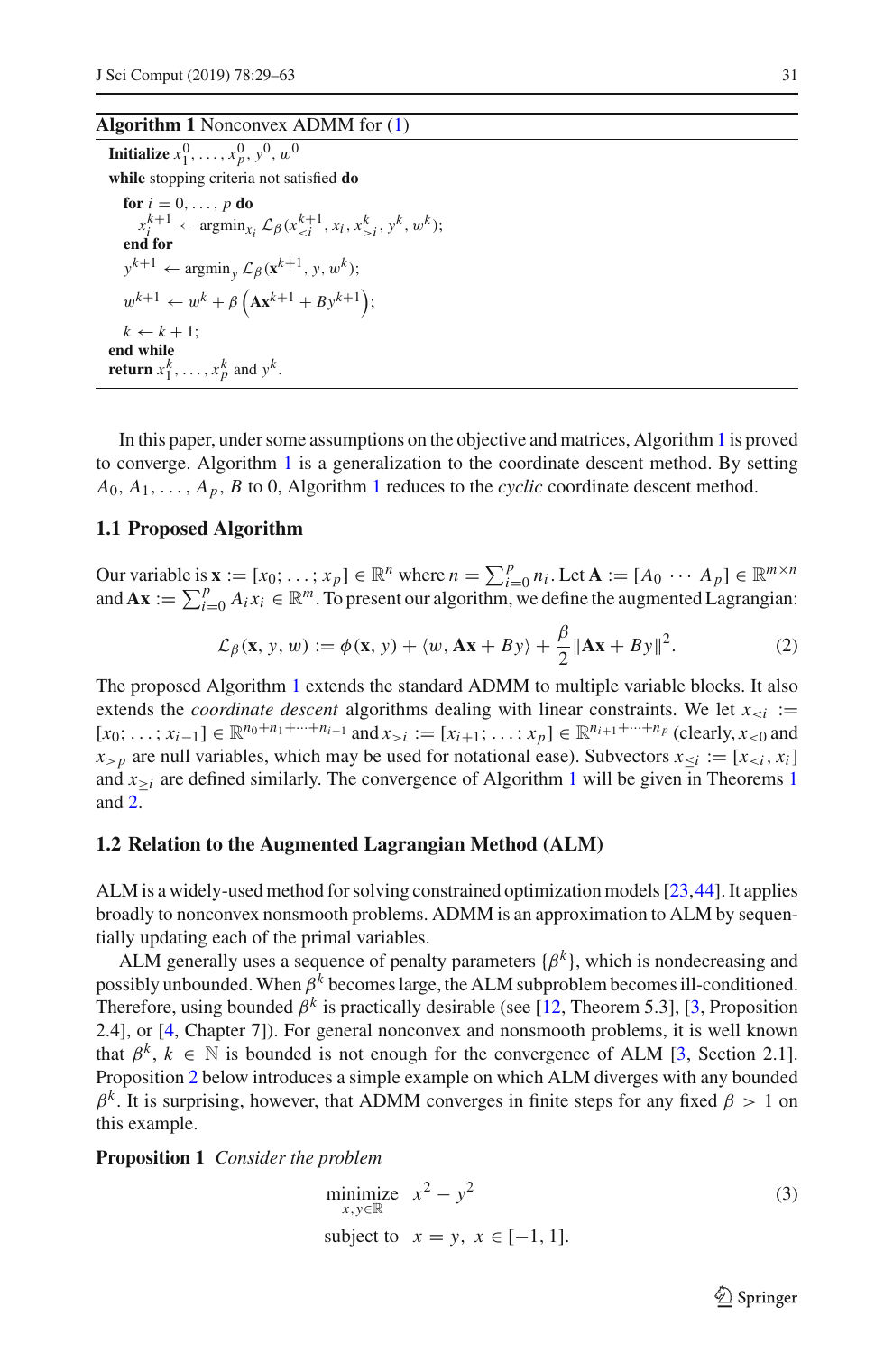**Algorithm 1** Nonconvex ADMM for (1)

**Initialize** $x_1^0, \ldots, x_p^0, y^0, w^0$

**while** stopping criteria not satisfied **do**

  **for** $i = 0, \ldots, p$ **do**

    $x_i^{k+1} \leftarrow \operatorname{argmin}_{x_i} \mathcal{L}_\beta(x_{<i}^{k+1}, x_i, x_{>i}^k, y^k, w^k)$;

  **end for**

  $y^{k+1} \leftarrow \operatorname{argmin}_y \mathcal{L}_\beta(\mathbf{x}^{k+1}, y, w^k)$;

  $w^{k+1} \leftarrow w^k + \beta\left(\mathbf{A}\mathbf{x}^{k+1} + By^{k+1}\right)$;

  $k \leftarrow k + 1$;

**end while**

**return** $x_1^k, \ldots, x_p^k$ and $y^k$.

In this paper, under some assumptions on the objective and matrices, Algorithm 1 is proved to converge. Algorithm 1 is a generalization to the coordinate descent method. By setting $A_0, A_1, \ldots, A_p, B$ to 0, Algorithm 1 reduces to the *cyclic* coordinate descent method.

### 1.1 Proposed Algorithm

Our variable is $\mathbf{x} := [x_0; \ldots; x_p] \in \mathbb{R}^n$ where $n = \sum_{i=0}^p n_i$. Let $\mathbf{A} := [A_0 \cdots A_p] \in \mathbb{R}^{m \times n}$ and $\mathbf{A}\mathbf{x} := \sum_{i=0}^p A_i x_i \in \mathbb{R}^m$. To present our algorithm, we define the augmented Lagrangian:

$$\mathcal{L}_\beta(\mathbf{x}, y, w) := \phi(\mathbf{x}, y) + \langle w, \mathbf{A}\mathbf{x} + By\rangle + \frac{\beta}{2}\|\mathbf{A}\mathbf{x} + By\|^2. \tag{2}$$

The proposed Algorithm 1 extends the standard ADMM to multiple variable blocks. It also extends the *coordinate descent* algorithms dealing with linear constraints. We let $x_{<i} := [x_0; \ldots; x_{i-1}] \in \mathbb{R}^{n_0+n_1+\cdots+n_{i-1}}$ and $x_{>i} := [x_{i+1}; \ldots; x_p] \in \mathbb{R}^{n_{i+1}+\cdots+n_p}$ (clearly, $x_{<0}$ and $x_{>p}$ are null variables, which may be used for notational ease). Subvectors $x_{\le i} := [x_{<i}, x_i]$ and $x_{\ge i}$ are defined similarly. The convergence of Algorithm 1 will be given in Theorems 1 and 2.

### 1.2 Relation to the Augmented Lagrangian Method (ALM)

ALM is a widely-used method for solving constrained optimization models [23,44]. It applies broadly to nonconvex nonsmooth problems. ADMM is an approximation to ALM by sequentially updating each of the primal variables.

ALM generally uses a sequence of penalty parameters $\{\beta^k\}$, which is nondecreasing and possibly unbounded. When $\beta^k$ becomes large, the ALM subproblem becomes ill-conditioned. Therefore, using bounded $\beta^k$ is practically desirable (see [12, Theorem 5.3], [3, Proposition 2.4], or [4, Chapter 7]). For general nonconvex and nonsmooth problems, it is well known that $\beta^k$, $k \in \mathbb{N}$ is bounded is not enough for the convergence of ALM [3, Section 2.1]. Proposition 2 below introduces a simple example on which ALM diverges with any bounded $\beta^k$. It is surprising, however, that ADMM converges in finite steps for any fixed $\beta > 1$ on this example.

**Proposition 1** *Consider the problem*

$$\begin{aligned} \underset{x, y \in \mathbb{R}}{\text{minimize}} \quad & x^2 - y^2 \\ \text{subject to} \quad & x = y, \; x \in [-1, 1]. \end{aligned} \tag{3}$$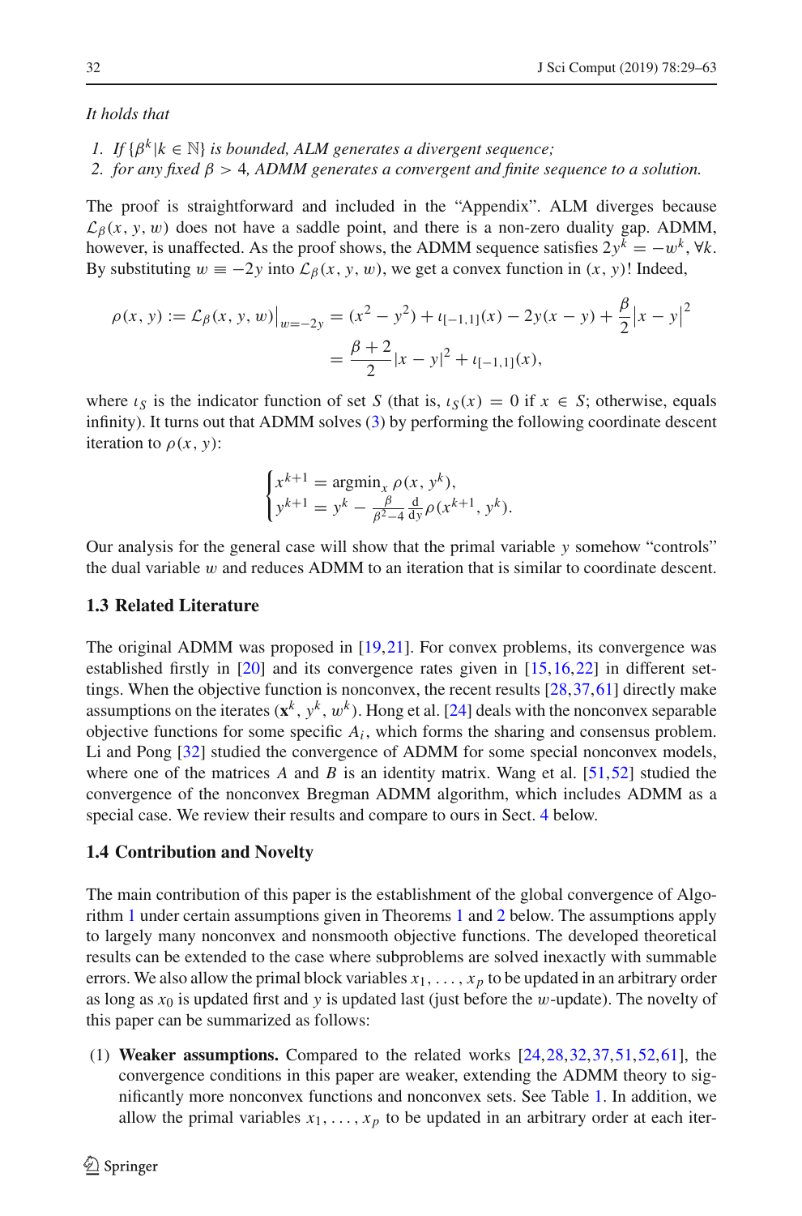*It holds that*

1. *If* $\{\beta^k | k \in \mathbb{N}\}$ *is bounded, ALM generates a divergent sequence;*
2. *for any fixed* $\beta > 4$*, ADMM generates a convergent and finite sequence to a solution.*

The proof is straightforward and included in the "Appendix". ALM diverges because $\mathcal{L}_\beta(x, y, w)$ does not have a saddle point, and there is a non-zero duality gap. ADMM, however, is unaffected. As the proof shows, the ADMM sequence satisfies $2y^k = -w^k, \forall k$. By substituting $w \equiv -2y$ into $\mathcal{L}_\beta(x, y, w)$, we get a convex function in $(x, y)$! Indeed,

$$\rho(x, y) := \mathcal{L}_\beta(x, y, w)\big|_{w=-2y} = (x^2 - y^2) + \iota_{[-1,1]}(x) - 2y(x - y) + \frac{\beta}{2}|x - y|^2$$
$$= \frac{\beta + 2}{2}|x - y|^2 + \iota_{[-1,1]}(x),$$

where $\iota_S$ is the indicator function of set $S$ (that is, $\iota_S(x) = 0$ if $x \in S$; otherwise, equals infinity). It turns out that ADMM solves (3) by performing the following coordinate descent iteration to $\rho(x, y)$:

$$\begin{cases} x^{k+1} = \operatorname{argmin}_x \rho(x, y^k), \\ y^{k+1} = y^k - \frac{\beta}{\beta^2 - 4}\frac{\mathrm{d}}{\mathrm{d}y}\rho(x^{k+1}, y^k). \end{cases}$$

Our analysis for the general case will show that the primal variable $y$ somehow "controls" the dual variable $w$ and reduces ADMM to an iteration that is similar to coordinate descent.

### 1.3 Related Literature

The original ADMM was proposed in [19,21]. For convex problems, its convergence was established firstly in [20] and its convergence rates given in [15,16,22] in different settings. When the objective function is nonconvex, the recent results [28,37,61] directly make assumptions on the iterates $(\mathbf{x}^k, y^k, w^k)$. Hong et al. [24] deals with the nonconvex separable objective functions for some specific $A_i$, which forms the sharing and consensus problem. Li and Pong [32] studied the convergence of ADMM for some special nonconvex models, where one of the matrices $A$ and $B$ is an identity matrix. Wang et al. [51,52] studied the convergence of the nonconvex Bregman ADMM algorithm, which includes ADMM as a special case. We review their results and compare to ours in Sect. 4 below.

### 1.4 Contribution and Novelty

The main contribution of this paper is the establishment of the global convergence of Algorithm 1 under certain assumptions given in Theorems 1 and 2 below. The assumptions apply to largely many nonconvex and nonsmooth objective functions. The developed theoretical results can be extended to the case where subproblems are solved inexactly with summable errors. We also allow the primal block variables $x_1, \ldots, x_p$ to be updated in an arbitrary order as long as $x_0$ is updated first and $y$ is updated last (just before the $w$-update). The novelty of this paper can be summarized as follows:

(1) **Weaker assumptions.** Compared to the related works [24,28,32,37,51,52,61], the convergence conditions in this paper are weaker, extending the ADMM theory to significantly more nonconvex functions and nonconvex sets. See Table 1. In addition, we allow the primal variables $x_1, \ldots, x_p$ to be updated in an arbitrary order at each iter-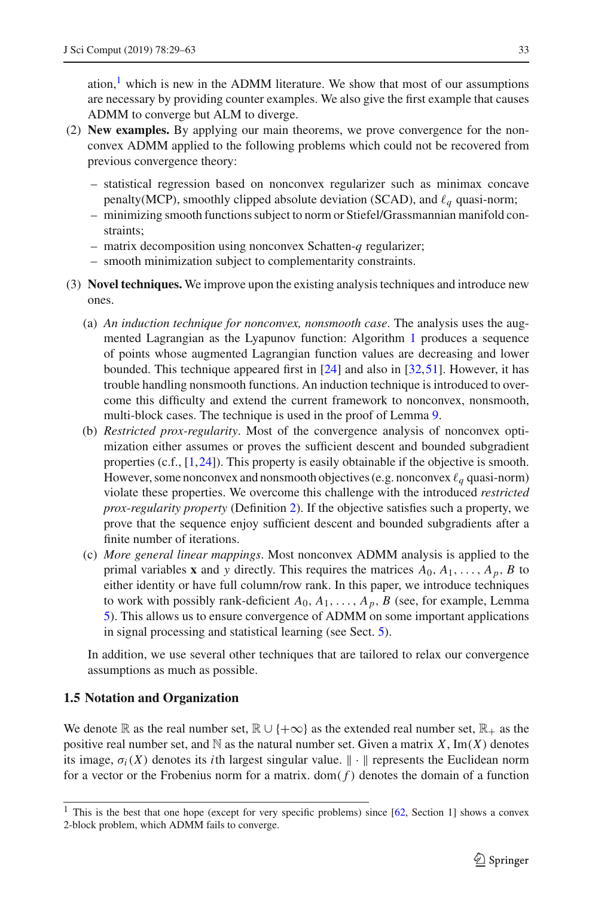ation,[1] which is new in the ADMM literature. We show that most of our assumptions are necessary by providing counter examples. We also give the first example that causes ADMM to converge but ALM to diverge.

(2) **New examples.** By applying our main theorems, we prove convergence for the nonconvex ADMM applied to the following problems which could not be recovered from previous convergence theory:

- statistical regression based on nonconvex regularizer such as minimax concave penalty(MCP), smoothly clipped absolute deviation (SCAD), and $\ell_q$ quasi-norm;
- minimizing smooth functions subject to norm or Stiefel/Grassmannian manifold constraints;
- matrix decomposition using nonconvex Schatten-$q$ regularizer;
- smooth minimization subject to complementarity constraints.

(3) **Novel techniques.** We improve upon the existing analysis techniques and introduce new ones.

(a) *An induction technique for nonconvex, nonsmooth case*. The analysis uses the augmented Lagrangian as the Lyapunov function: Algorithm 1 produces a sequence of points whose augmented Lagrangian function values are decreasing and lower bounded. This technique appeared first in [24] and also in [32,51]. However, it has trouble handling nonsmooth functions. An induction technique is introduced to overcome this difficulty and extend the current framework to nonconvex, nonsmooth, multi-block cases. The technique is used in the proof of Lemma 9.

(b) *Restricted prox-regularity*. Most of the convergence analysis of nonconvex optimization either assumes or proves the sufficient descent and bounded subgradient properties (c.f., [1,24]). This property is easily obtainable if the objective is smooth. However, some nonconvex and nonsmooth objectives (e.g. nonconvex $\ell_q$ quasi-norm) violate these properties. We overcome this challenge with the introduced *restricted prox-regularity property* (Definition 2). If the objective satisfies such a property, we prove that the sequence enjoy sufficient descent and bounded subgradients after a finite number of iterations.

(c) *More general linear mappings*. Most nonconvex ADMM analysis is applied to the primal variables $\mathbf{x}$ and $y$ directly. This requires the matrices $A_0, A_1, \ldots, A_p, B$ to either identity or have full column/row rank. In this paper, we introduce techniques to work with possibly rank-deficient $A_0, A_1, \ldots, A_p, B$ (see, for example, Lemma 5). This allows us to ensure convergence of ADMM on some important applications in signal processing and statistical learning (see Sect. 5).

In addition, we use several other techniques that are tailored to relax our convergence assumptions as much as possible.

### 1.5 Notation and Organization

We denote $\mathbb{R}$ as the real number set, $\mathbb{R} \cup \{+\infty\}$ as the extended real number set, $\mathbb{R}_+$ as the positive real number set, and $\mathbb{N}$ as the natural number set. Given a matrix $X$, $\mathrm{Im}(X)$ denotes its image, $\sigma_i(X)$ denotes its $i$th largest singular value. $\|\cdot\|$ represents the Euclidean norm for a vector or the Frobenius norm for a matrix. $\mathrm{dom}(f)$ denotes the domain of a function

[1] This is the best that one hope (except for very specific problems) since [62, Section 1] shows a convex 2-block problem, which ADMM fails to converge.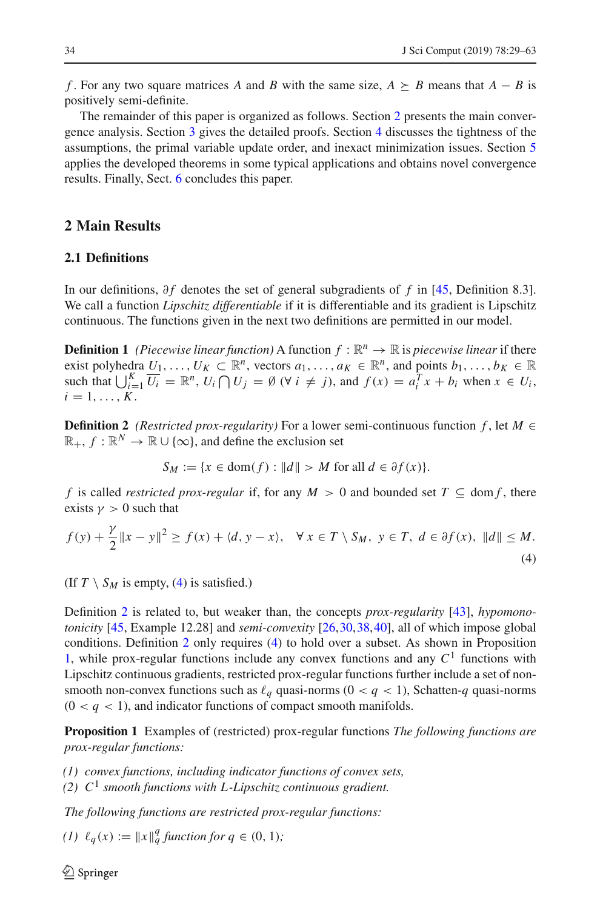$f$. For any two square matrices $A$ and $B$ with the same size, $A \succeq B$ means that $A - B$ is positively semi-definite.

The remainder of this paper is organized as follows. Section 2 presents the main convergence analysis. Section 3 gives the detailed proofs. Section 4 discusses the tightness of the assumptions, the primal variable update order, and inexact minimization issues. Section 5 applies the developed theorems in some typical applications and obtains novel convergence results. Finally, Sect. 6 concludes this paper.

## 2 Main Results

### 2.1 Definitions

In our definitions, $\partial f$ denotes the set of general subgradients of $f$ in [45, Definition 8.3]. We call a function *Lipschitz differentiable* if it is differentiable and its gradient is Lipschitz continuous. The functions given in the next two definitions are permitted in our model.

**Definition 1** *(Piecewise linear function)* A function $f : \mathbb{R}^n \to \mathbb{R}$ is *piecewise linear* if there exist polyhedra $U_1, \ldots, U_K \subset \mathbb{R}^n$, vectors $a_1, \ldots, a_K \in \mathbb{R}^n$, and points $b_1, \ldots, b_K \in \mathbb{R}$ such that $\bigcup_{i=1}^K \overline{U_i} = \mathbb{R}^n$, $U_i \bigcap U_j = \emptyset$ $(\forall\, i \neq j)$, and $f(x) = a_i^T x + b_i$ when $x \in U_i$, $i = 1, \ldots, K$.

**Definition 2** *(Restricted prox-regularity)* For a lower semi-continuous function $f$, let $M \in \mathbb{R}_+$, $f : \mathbb{R}^N \to \mathbb{R} \cup \{\infty\}$, and define the exclusion set

$$S_M := \{x \in \mathrm{dom}(f) : \|d\| > M \text{ for all } d \in \partial f(x)\}.$$

$f$ is called *restricted prox-regular* if, for any $M > 0$ and bounded set $T \subseteq \mathrm{dom} f$, there exists $\gamma > 0$ such that

$$f(y) + \frac{\gamma}{2}\|x - y\|^2 \geq f(x) + \langle d, y - x \rangle, \quad \forall\, x \in T \setminus S_M,\ y \in T,\ d \in \partial f(x),\ \|d\| \leq M. \tag{4}$$

(If $T \setminus S_M$ is empty, (4) is satisfied.)

Definition 2 is related to, but weaker than, the concepts *prox-regularity* [43], *hypomonotonicity* [45, Example 12.28] and *semi-convexity* [26,30,38,40], all of which impose global conditions. Definition 2 only requires (4) to hold over a subset. As shown in Proposition 1, while prox-regular functions include any convex functions and any $C^1$ functions with Lipschitz continuous gradients, restricted prox-regular functions further include a set of non-smooth non-convex functions such as $\ell_q$ quasi-norms $(0 < q < 1)$, Schatten-$q$ quasi-norms $(0 < q < 1)$, and indicator functions of compact smooth manifolds.

**Proposition 1** Examples of (restricted) prox-regular functions *The following functions are prox-regular functions:*

*(1) convex functions, including indicator functions of convex sets,*
*(2) $C^1$ smooth functions with $L$-Lipschitz continuous gradient.*

*The following functions are restricted prox-regular functions:*

*(1) $\ell_q(x) := \|x\|_q^q$ function for $q \in (0, 1)$;*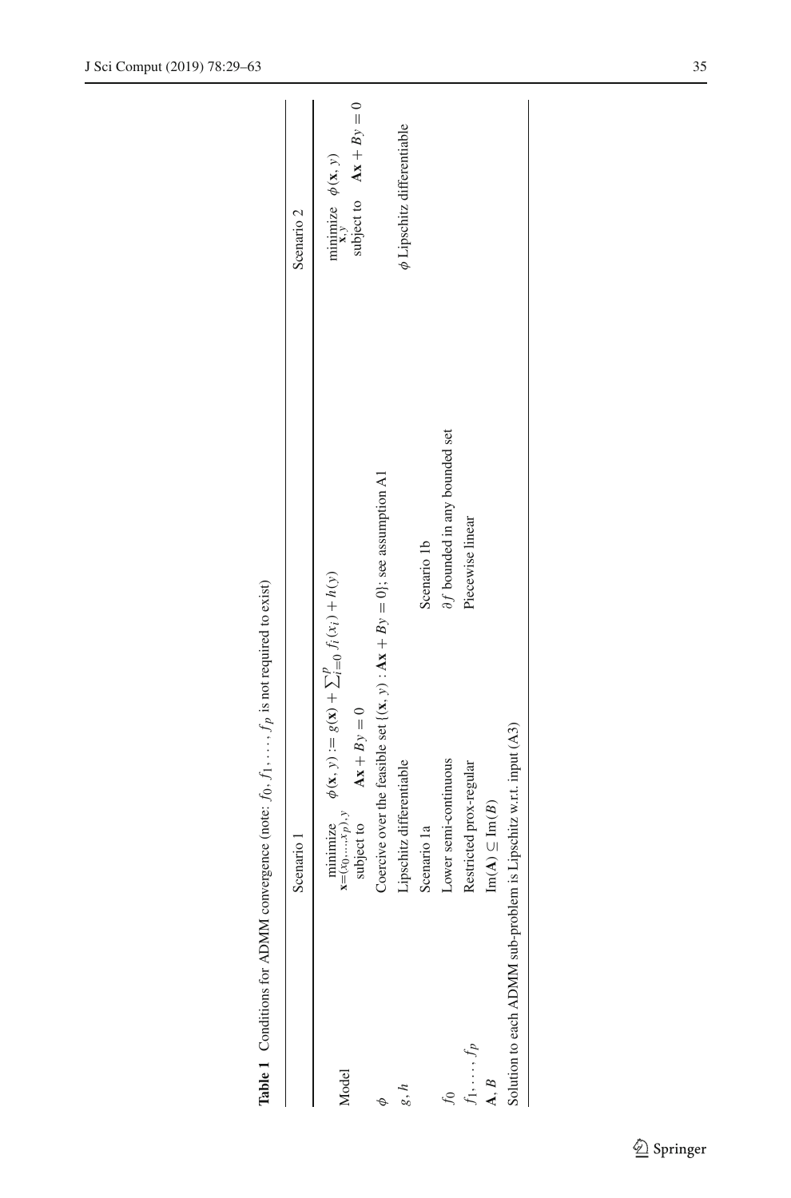**Table 1** Conditions for ADMM convergence (note: $f_0, f_1, \ldots, f_p$ is not required to exist)

| | Scenario 1 | | Scenario 2 |
|---|---|---|---|
| Model | $\underset{\mathbf{x}=(x_0,\ldots,x_p),y}{\text{minimize}} \quad \phi(\mathbf{x}, y) := g(\mathbf{x}) + \sum_{i=0}^{p} f_i(x_i) + h(y)$ subject to $\quad \mathbf{A}\mathbf{x} + By = 0$ | | $\underset{\mathbf{x},y}{\text{minimize}} \quad \phi(\mathbf{x}, y)$ subject to $\quad \mathbf{A}\mathbf{x} + By = 0$ |
| $\phi$ | Coercive over the feasible set $\{(\mathbf{x}, y) : \mathbf{A}\mathbf{x} + By = 0\}$; see assumption A1 | | |
| $g, h$ | Lipschitz differentiable | | $\phi$ Lipschitz differentiable |
| | Scenario 1a | Scenario 1b | |
| $f_0$ | Lower semi-continuous | $\partial f$ bounded in any bounded set | |
| $f_1, \ldots, f_p$ | Restricted prox-regular | Piecewise linear | |
| $\mathbf{A}, B$ | $\mathrm{Im}(\mathbf{A}) \subseteq \mathrm{Im}(B)$ | | |
| Solution to each ADMM sub-problem is Lipschitz w.r.t. input (A3) | | | |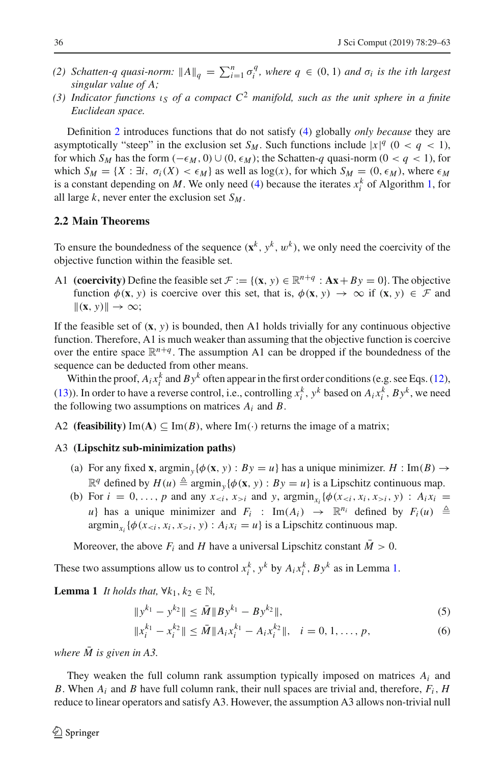*(2) Schatten-q quasi-norm: $\|A\|_q = \sum_{i=1}^n \sigma_i^q$, where $q \in (0, 1)$ and $\sigma_i$ is the ith largest singular value of A;*

*(3) Indicator functions $\iota_S$ of a compact $C^2$ manifold, such as the unit sphere in a finite Euclidean space.*

Definition 2 introduces functions that do not satisfy (4) globally *only because* they are asymptotically "steep" in the exclusion set $S_M$. Such functions include $|x|^q$ $(0 < q < 1)$, for which $S_M$ has the form $(-\epsilon_M, 0) \cup (0, \epsilon_M)$; the Schatten-$q$ quasi-norm $(0 < q < 1)$, for which $S_M = \{X : \exists i,\ \sigma_i(X) < \epsilon_M\}$ as well as $\log(x)$, for which $S_M = (0, \epsilon_M)$, where $\epsilon_M$ is a constant depending on $M$. We only need (4) because the iterates $x_i^k$ of Algorithm 1, for all large $k$, never enter the exclusion set $S_M$.

### 2.2 Main Theorems

To ensure the boundedness of the sequence $(\mathbf{x}^k, y^k, w^k)$, we only need the coercivity of the objective function within the feasible set.

A1 **(coercivity)** Define the feasible set $\mathcal{F} := \{(\mathbf{x}, y) \in \mathbb{R}^{n+q} : \mathbf{A}\mathbf{x} + By = 0\}$. The objective function $\phi(\mathbf{x}, y)$ is coercive over this set, that is, $\phi(\mathbf{x}, y) \to \infty$ if $(\mathbf{x}, y) \in \mathcal{F}$ and $\|(\mathbf{x}, y)\| \to \infty$;

If the feasible set of $(\mathbf{x}, y)$ is bounded, then A1 holds trivially for any continuous objective function. Therefore, A1 is much weaker than assuming that the objective function is coercive over the entire space $\mathbb{R}^{n+q}$. The assumption A1 can be dropped if the boundedness of the sequence can be deducted from other means.

Within the proof, $A_i x_i^k$ and $By^k$ often appear in the first order conditions (e.g. see Eqs. (12), (13)). In order to have a reverse control, i.e., controlling $x_i^k$, $y^k$ based on $A_i x_i^k$, $By^k$, we need the following two assumptions on matrices $A_i$ and $B$.

A2 **(feasibility)** $\mathrm{Im}(\mathbf{A}) \subseteq \mathrm{Im}(B)$, where $\mathrm{Im}(\cdot)$ returns the image of a matrix;

A3 **(Lipschitz sub-minimization paths)**

(a) For any fixed $\mathbf{x}$, $\mathrm{argmin}_y\{\phi(\mathbf{x}, y) : By = u\}$ has a unique minimizer. $H : \mathrm{Im}(B) \to \mathbb{R}^q$ defined by $H(u) \triangleq \mathrm{argmin}_y\{\phi(\mathbf{x}, y) : By = u\}$ is a Lipschitz continuous map.

(b) For $i = 0, \ldots, p$ and any $x_{<i}$, $x_{>i}$ and $y$, $\mathrm{argmin}_{x_i}\{\phi(x_{<i}, x_i, x_{>i}, y) : A_i x_i = u\}$ has a unique minimizer and $F_i : \mathrm{Im}(A_i) \to \mathbb{R}^{n_i}$ defined by $F_i(u) \triangleq \mathrm{argmin}_{x_i}\{\phi(x_{<i}, x_i, x_{>i}, y) : A_i x_i = u\}$ is a Lipschitz continuous map.

Moreover, the above $F_i$ and $H$ have a universal Lipschitz constant $\bar{M} > 0$.

These two assumptions allow us to control $x_i^k$, $y^k$ by $A_i x_i^k$, $By^k$ as in Lemma 1.

**Lemma 1** *It holds that, $\forall k_1, k_2 \in \mathbb{N}$,*

$$\|y^{k_1} - y^{k_2}\| \le \bar{M}\|By^{k_1} - By^{k_2}\|, \tag{5}$$

$$\|x_i^{k_1} - x_i^{k_2}\| \le \bar{M}\|A_i x_i^{k_1} - A_i x_i^{k_2}\|, \quad i = 0, 1, \ldots, p, \tag{6}$$

*where $\bar{M}$ is given in A3.*

They weaken the full column rank assumption typically imposed on matrices $A_i$ and $B$. When $A_i$ and $B$ have full column rank, their null spaces are trivial and, therefore, $F_i$, $H$ reduce to linear operators and satisfy A3. However, the assumption A3 allows non-trivial null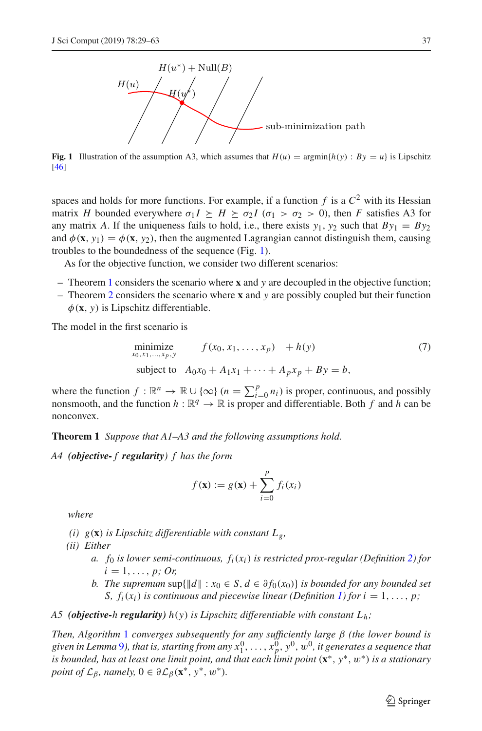**Fig. 1** Illustration of the assumption A3, which assumes that $H(u) = \operatorname{argmin}\{h(y) : By = u\}$ is Lipschitz [46]

spaces and holds for more functions. For example, if a function $f$ is a $C^2$ with its Hessian matrix $H$ bounded everywhere $\sigma_1 I \succeq H \succeq \sigma_2 I$ ($\sigma_1 > \sigma_2 > 0$), then $F$ satisfies A3 for any matrix $A$. If the uniqueness fails to hold, i.e., there exists $y_1, y_2$ such that $By_1 = By_2$ and $\phi(\mathbf{x}, y_1) = \phi(\mathbf{x}, y_2)$, then the augmented Lagrangian cannot distinguish them, causing troubles to the boundedness of the sequence (Fig. 1).

As for the objective function, we consider two different scenarios:

- Theorem 1 considers the scenario where $\mathbf{x}$ and $y$ are decoupled in the objective function;
- Theorem 2 considers the scenario where $\mathbf{x}$ and $y$ are possibly coupled but their function $\phi(\mathbf{x}, y)$ is Lipschitz differentiable.

The model in the first scenario is

$$
\begin{aligned}
\underset{x_0, x_1, \ldots, x_p, y}{\text{minimize}} \quad & f(x_0, x_1, \ldots, x_p) \quad + h(y) \\
\text{subject to} \quad & A_0 x_0 + A_1 x_1 + \cdots + A_p x_p + By = b,
\end{aligned}
\tag{7}
$$

where the function $f : \mathbb{R}^n \to \mathbb{R} \cup \{\infty\}$ ($n = \sum_{i=0}^{p} n_i$) is proper, continuous, and possibly nonsmooth, and the function $h : \mathbb{R}^q \to \mathbb{R}$ is proper and differentiable. Both $f$ and $h$ can be nonconvex.

**Theorem 1** *Suppose that A1–A3 and the following assumptions hold.*

*A4* ***(objective-$f$ regularity)*** *$f$ has the form*

$$
f(\mathbf{x}) := g(\mathbf{x}) + \sum_{i=0}^{p} f_i(x_i)
$$

*where*

*(i) $g(\mathbf{x})$ is Lipschitz differentiable with constant $L_g$,*

*(ii) Either*

*a. $f_0$ is lower semi-continuous, $f_i(x_i)$ is restricted prox-regular (Definition 2) for $i = 1, \ldots, p$; Or,*

*b. The supremum $\sup\{\|d\| : x_0 \in S, d \in \partial f_0(x_0)\}$ is bounded for any bounded set $S$, $f_i(x_i)$ is continuous and piecewise linear (Definition 1) for $i = 1, \ldots, p$;*

*A5* ***(objective-$h$ regularity)*** *$h(y)$ is Lipschitz differentiable with constant $L_h$;*

*Then, Algorithm 1 converges subsequently for any sufficiently large $\beta$ (the lower bound is given in Lemma 9), that is, starting from any $x_1^0, \ldots, x_p^0, y^0, w^0$, it generates a sequence that is bounded, has at least one limit point, and that each limit point $(\mathbf{x}^*, y^*, w^*)$ is a stationary point of $\mathcal{L}_\beta$, namely, $0 \in \partial \mathcal{L}_\beta(\mathbf{x}^*, y^*, w^*)$.*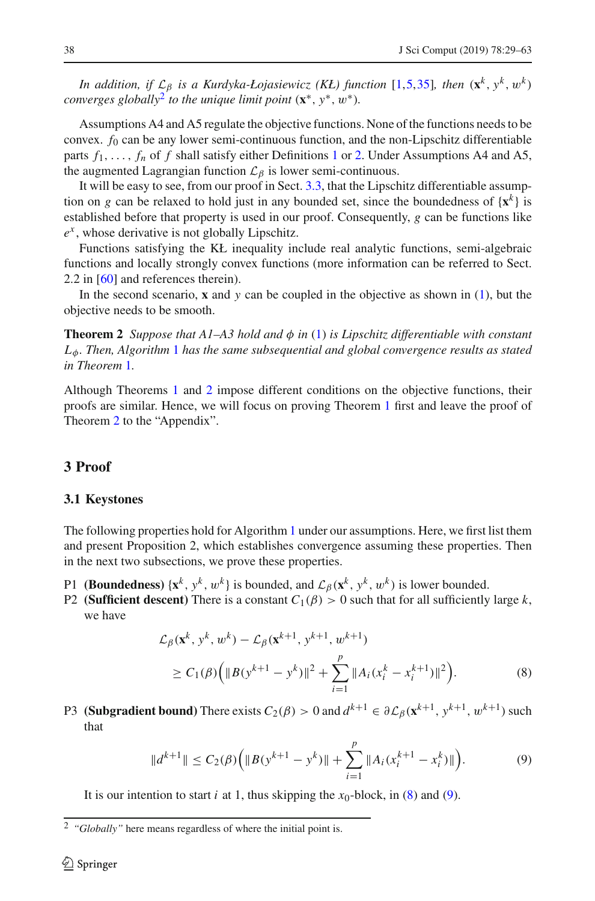*In addition, if $\mathcal{L}_\beta$ is a Kurdyka-Łojasiewicz (KŁ) function* [1,5,35]*, then* $(\mathbf{x}^k, y^k, w^k)$ *converges globally*[2] *to the unique limit point* $(\mathbf{x}^*, y^*, w^*)$.

Assumptions A4 and A5 regulate the objective functions. None of the functions needs to be convex. $f_0$ can be any lower semi-continuous function, and the non-Lipschitz differentiable parts $f_1, \ldots, f_n$ of $f$ shall satisfy either Definitions 1 or 2. Under Assumptions A4 and A5, the augmented Lagrangian function $\mathcal{L}_\beta$ is lower semi-continuous.

It will be easy to see, from our proof in Sect. 3.3, that the Lipschitz differentiable assumption on $g$ can be relaxed to hold just in any bounded set, since the boundedness of $\{\mathbf{x}^k\}$ is established before that property is used in our proof. Consequently, $g$ can be functions like $e^x$, whose derivative is not globally Lipschitz.

Functions satisfying the KŁ inequality include real analytic functions, semi-algebraic functions and locally strongly convex functions (more information can be referred to Sect. 2.2 in [60] and references therein).

In the second scenario, $\mathbf{x}$ and $y$ can be coupled in the objective as shown in (1), but the objective needs to be smooth.

**Theorem 2** *Suppose that A1–A3 hold and $\phi$ in (1) is Lipschitz differentiable with constant $L_\phi$. Then, Algorithm 1 has the same subsequential and global convergence results as stated in Theorem 1.*

Although Theorems 1 and 2 impose different conditions on the objective functions, their proofs are similar. Hence, we will focus on proving Theorem 1 first and leave the proof of Theorem 2 to the "Appendix".

## 3 Proof

### 3.1 Keystones

The following properties hold for Algorithm 1 under our assumptions. Here, we first list them and present Proposition 2, which establishes convergence assuming these properties. Then in the next two subsections, we prove these properties.

P1 **(Boundedness)** $\{\mathbf{x}^k, y^k, w^k\}$ is bounded, and $\mathcal{L}_\beta(\mathbf{x}^k, y^k, w^k)$ is lower bounded.

P2 **(Sufficient descent)** There is a constant $C_1(\beta) > 0$ such that for all sufficiently large $k$, we have

$$\mathcal{L}_\beta(\mathbf{x}^k, y^k, w^k) - \mathcal{L}_\beta(\mathbf{x}^{k+1}, y^{k+1}, w^{k+1}) \geq C_1(\beta)\Big(\|B(y^{k+1} - y^k)\|^2 + \sum_{i=1}^{p} \|A_i(x_i^k - x_i^{k+1})\|^2\Big). \tag{8}$$

P3 **(Subgradient bound)** There exists $C_2(\beta) > 0$ and $d^{k+1} \in \partial \mathcal{L}_\beta(\mathbf{x}^{k+1}, y^{k+1}, w^{k+1})$ such that

$$\|d^{k+1}\| \leq C_2(\beta)\Big(\|B(y^{k+1} - y^k)\| + \sum_{i=1}^{p} \|A_i(x_i^{k+1} - x_i^k)\|\Big). \tag{9}$$

It is our intention to start $i$ at 1, thus skipping the $x_0$-block, in (8) and (9).

[2] *"Globally"* here means regardless of where the initial point is.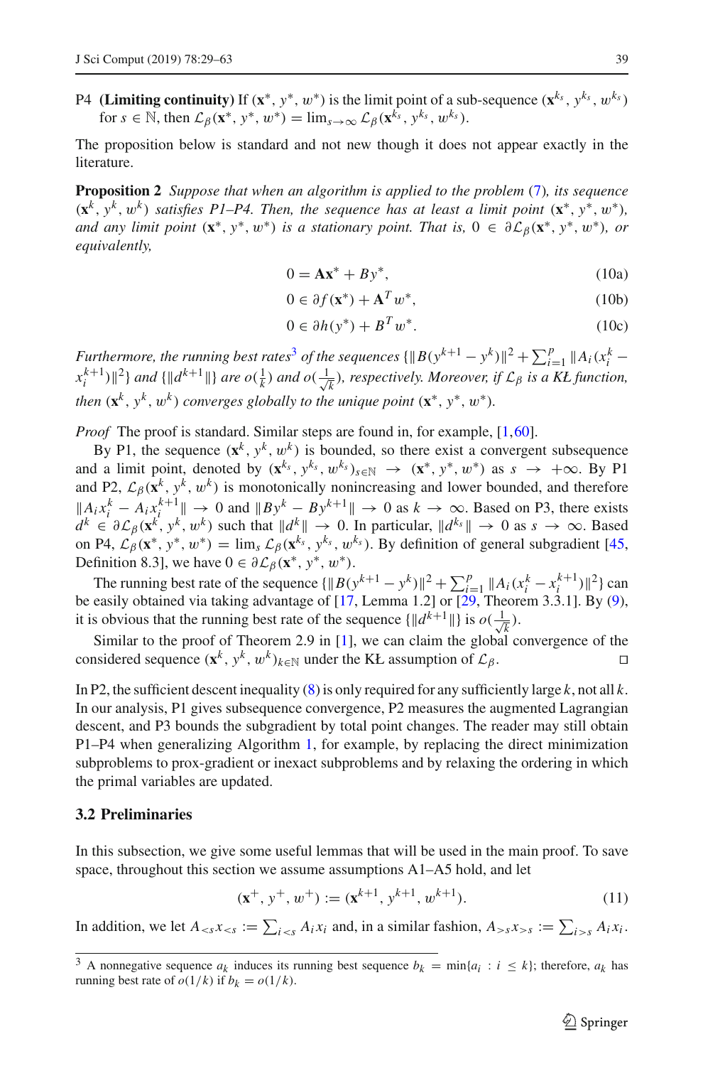P4 **(Limiting continuity)** If $(\mathbf{x}^*, y^*, w^*)$ is the limit point of a sub-sequence $(\mathbf{x}^{k_s}, y^{k_s}, w^{k_s})$ for $s \in \mathbb{N}$, then $\mathcal{L}_\beta(\mathbf{x}^*, y^*, w^*) = \lim_{s\to\infty} \mathcal{L}_\beta(\mathbf{x}^{k_s}, y^{k_s}, w^{k_s})$.

The proposition below is standard and not new though it does not appear exactly in the literature.

**Proposition 2** *Suppose that when an algorithm is applied to the problem (7), its sequence $(\mathbf{x}^k, y^k, w^k)$ satisfies P1–P4. Then, the sequence has at least a limit point $(\mathbf{x}^*, y^*, w^*)$, and any limit point $(\mathbf{x}^*, y^*, w^*)$ is a stationary point. That is, $0 \in \partial\mathcal{L}_\beta(\mathbf{x}^*, y^*, w^*)$, or equivalently,*

$$0 = \mathbf{A}\mathbf{x}^* + By^*, \tag{10a}$$

$$0 \in \partial f(\mathbf{x}^*) + \mathbf{A}^T w^*, \tag{10b}$$

$$0 \in \partial h(y^*) + B^T w^*. \tag{10c}$$

*Furthermore, the running best rates[3] of the sequences $\{\|B(y^{k+1} - y^k)\|^2 + \sum_{i=1}^p \|A_i(x_i^k - x_i^{k+1})\|^2\}$ and $\{\|d^{k+1}\|\}$ are $o(\frac{1}{k})$ and $o(\frac{1}{\sqrt{k}})$, respectively. Moreover, if $\mathcal{L}_\beta$ is a KŁ function, then $(\mathbf{x}^k, y^k, w^k)$ converges globally to the unique point $(\mathbf{x}^*, y^*, w^*)$.*

*Proof* The proof is standard. Similar steps are found in, for example, [1,60].

By P1, the sequence $(\mathbf{x}^k, y^k, w^k)$ is bounded, so there exist a convergent subsequence and a limit point, denoted by $(\mathbf{x}^{k_s}, y^{k_s}, w^{k_s})_{s\in\mathbb{N}} \to (\mathbf{x}^*, y^*, w^*)$ as $s \to +\infty$. By P1 and P2, $\mathcal{L}_\beta(\mathbf{x}^k, y^k, w^k)$ is monotonically nonincreasing and lower bounded, and therefore $\|A_i x_i^k - A_i x_i^{k+1}\| \to 0$ and $\|By^k - By^{k+1}\| \to 0$ as $k \to \infty$. Based on P3, there exists $d^k \in \partial\mathcal{L}_\beta(\mathbf{x}^k, y^k, w^k)$ such that $\|d^k\| \to 0$. In particular, $\|d^{k_s}\| \to 0$ as $s \to \infty$. Based on P4, $\mathcal{L}_\beta(\mathbf{x}^*, y^*, w^*) = \lim_s \mathcal{L}_\beta(\mathbf{x}^{k_s}, y^{k_s}, w^{k_s})$. By definition of general subgradient [45, Definition 8.3], we have $0 \in \partial\mathcal{L}_\beta(\mathbf{x}^*, y^*, w^*)$.

The running best rate of the sequence $\{\|B(y^{k+1} - y^k)\|^2 + \sum_{i=1}^p \|A_i(x_i^k - x_i^{k+1})\|^2\}$ can be easily obtained via taking advantage of [17, Lemma 1.2] or [29, Theorem 3.3.1]. By (9), it is obvious that the running best rate of the sequence $\{\|d^{k+1}\|\}$ is $o(\frac{1}{\sqrt{k}})$.

Similar to the proof of Theorem 2.9 in [1], we can claim the global convergence of the considered sequence $(\mathbf{x}^k, y^k, w^k)_{k\in\mathbb{N}}$ under the KŁ assumption of $\mathcal{L}_\beta$. □

In P2, the sufficient descent inequality (8) is only required for any sufficiently large $k$, not all $k$. In our analysis, P1 gives subsequence convergence, P2 measures the augmented Lagrangian descent, and P3 bounds the subgradient by total point changes. The reader may still obtain P1–P4 when generalizing Algorithm 1, for example, by replacing the direct minimization subproblems to prox-gradient or inexact subproblems and by relaxing the ordering in which the primal variables are updated.

### 3.2 Preliminaries

In this subsection, we give some useful lemmas that will be used in the main proof. To save space, throughout this section we assume assumptions A1–A5 hold, and let

$$(\mathbf{x}^+, y^+, w^+) := (\mathbf{x}^{k+1}, y^{k+1}, w^{k+1}). \tag{11}$$

In addition, we let $A_{<s}x_{<s} := \sum_{i<s} A_i x_i$ and, in a similar fashion, $A_{>s}x_{>s} := \sum_{i>s} A_i x_i$.

[3] A nonnegative sequence $a_k$ induces its running best sequence $b_k = \min\{a_i : i \le k\}$; therefore, $a_k$ has running best rate of $o(1/k)$ if $b_k = o(1/k)$.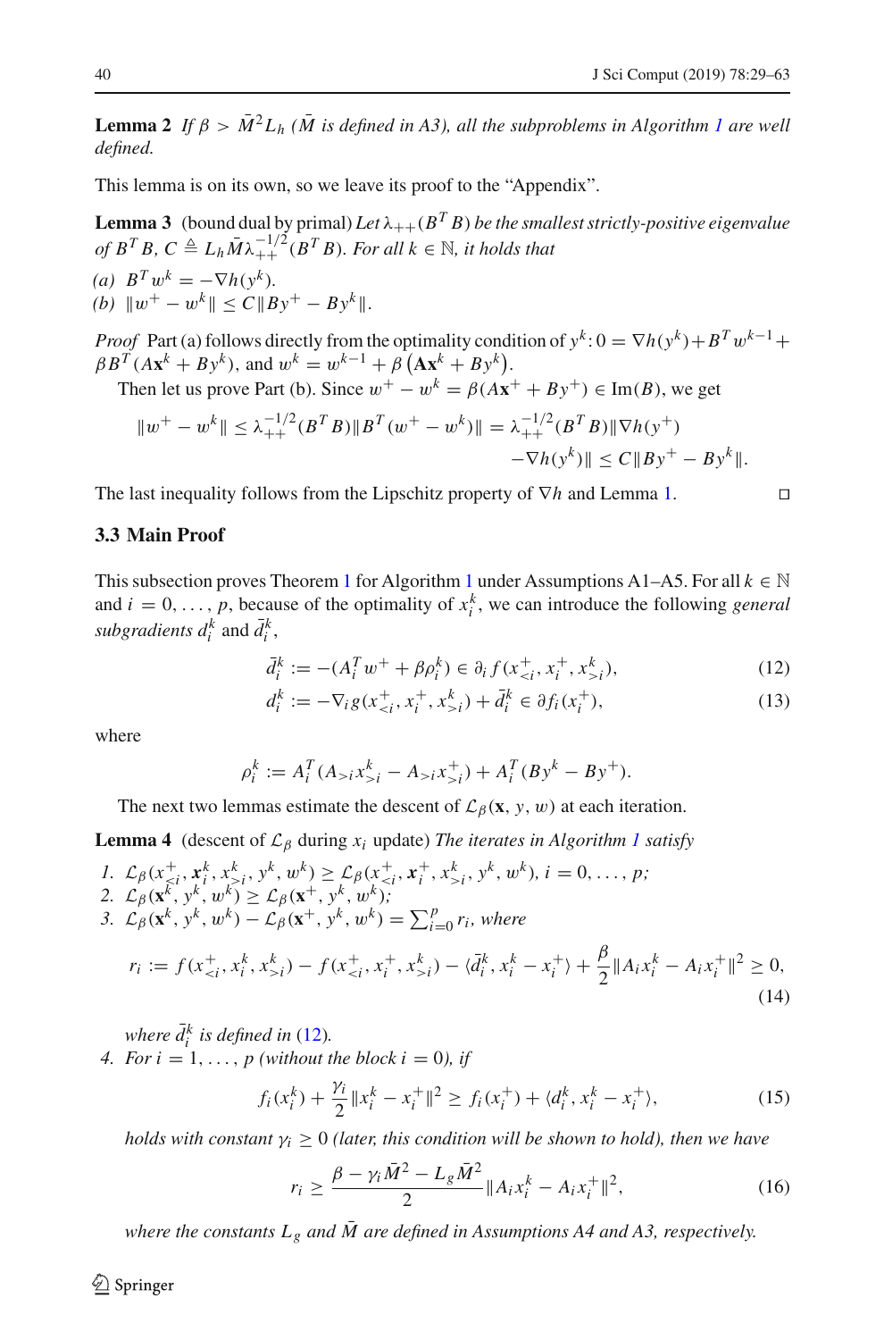**Lemma 2** *If $\beta > \bar{M}^2 L_h$ ($\bar{M}$ is defined in A3), all the subproblems in Algorithm 1 are well defined.*

This lemma is on its own, so we leave its proof to the "Appendix".

**Lemma 3** (bound dual by primal) *Let $\lambda_{++}(B^T B)$ be the smallest strictly-positive eigenvalue of $B^T B$, $C \triangleq L_h \bar{M} \lambda_{++}^{-1/2}(B^T B)$. For all $k \in \mathbb{N}$, it holds that*

*(a)* $B^T w^k = -\nabla h(y^k)$.
*(b)* $\|w^+ - w^k\| \leq C \|By^+ - By^k\|$.

*Proof* Part (a) follows directly from the optimality condition of $y^k$: $0 = \nabla h(y^k) + B^T w^{k-1} + \beta B^T(A\mathbf{x}^k + By^k)$, and $w^k = w^{k-1} + \beta\left(A\mathbf{x}^k + By^k\right)$.

Then let us prove Part (b). Since $w^+ - w^k = \beta(A\mathbf{x}^+ + By^+) \in \operatorname{Im}(B)$, we get

$$\|w^+ - w^k\| \leq \lambda_{++}^{-1/2}(B^T B)\|B^T(w^+ - w^k)\| = \lambda_{++}^{-1/2}(B^T B)\|\nabla h(y^+) - \nabla h(y^k)\| \leq C\|By^+ - By^k\|.$$

The last inequality follows from the Lipschitz property of $\nabla h$ and Lemma 1. □

### 3.3 Main Proof

This subsection proves Theorem 1 for Algorithm 1 under Assumptions A1–A5. For all $k \in \mathbb{N}$ and $i = 0, \ldots, p$, because of the optimality of $x_i^k$, we can introduce the following *general subgradients* $d_i^k$ and $\bar{d}_i^k$,

$$\bar{d}_i^k := -(A_i^T w^+ + \beta \rho_i^k) \in \partial_i f(x_{<i}^+, x_i^+, x_{>i}^k), \tag{12}$$

$$d_i^k := -\nabla_i g(x_{<i}^+, x_i^+, x_{>i}^k) + \bar{d}_i^k \in \partial f_i(x_i^+), \tag{13}$$

where

$$\rho_i^k := A_i^T(A_{>i} x_{>i}^k - A_{>i} x_{>i}^+) + A_i^T(By^k - By^+).$$

The next two lemmas estimate the descent of $\mathcal{L}_\beta(\mathbf{x}, y, w)$ at each iteration.

**Lemma 4** (descent of $\mathcal{L}_\beta$ during $x_i$ update) *The iterates in Algorithm 1 satisfy*

1. $\mathcal{L}_\beta(x_{<i}^+, \mathbf{x}_i^k, x_{>i}^k, y^k, w^k) \geq \mathcal{L}_\beta(x_{<i}^+, \mathbf{x}_i^+, x_{>i}^k, y^k, w^k)$, $i = 0, \ldots, p$;
2. $\mathcal{L}_\beta(\mathbf{x}^k, y^k, w^k) \geq \mathcal{L}_\beta(\mathbf{x}^+, y^k, w^k)$;
3. $\mathcal{L}_\beta(\mathbf{x}^k, y^k, w^k) - \mathcal{L}_\beta(\mathbf{x}^+, y^k, w^k) = \sum_{i=0}^p r_i$, *where*

$$r_i := f(x_{<i}^+, x_i^k, x_{>i}^k) - f(x_{<i}^+, x_i^+, x_{>i}^k) - \langle \bar{d}_i^k, x_i^k - x_i^+ \rangle + \frac{\beta}{2}\|A_i x_i^k - A_i x_i^+\|^2 \geq 0, \tag{14}$$

*where $\bar{d}_i^k$ is defined in (12).*

4. *For $i = 1, \ldots, p$ (without the block $i = 0$), if*

$$f_i(x_i^k) + \frac{\gamma_i}{2}\|x_i^k - x_i^+\|^2 \geq f_i(x_i^+) + \langle d_i^k, x_i^k - x_i^+ \rangle, \tag{15}$$

*holds with constant $\gamma_i \geq 0$ (later, this condition will be shown to hold), then we have*

$$r_i \geq \frac{\beta - \gamma_i \bar{M}^2 - L_g \bar{M}^2}{2}\|A_i x_i^k - A_i x_i^+\|^2, \tag{16}$$

*where the constants $L_g$ and $\bar{M}$ are defined in Assumptions A4 and A3, respectively.*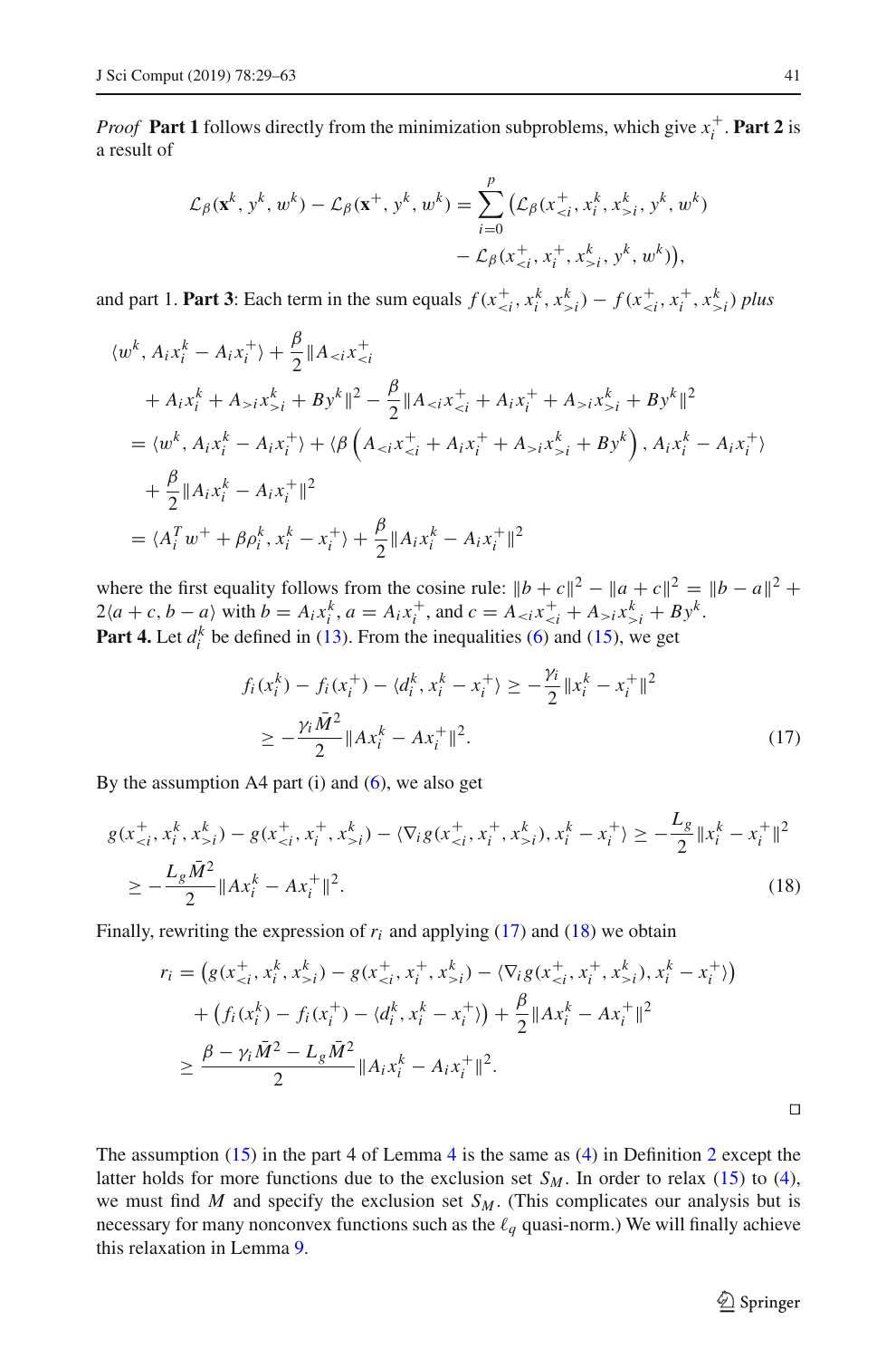*Proof* **Part 1** follows directly from the minimization subproblems, which give $x_i^+$. **Part 2** is a result of

$$\mathcal{L}_\beta(\mathbf{x}^k, y^k, w^k) - \mathcal{L}_\beta(\mathbf{x}^+, y^k, w^k) = \sum_{i=0}^{p} \big(\mathcal{L}_\beta(x_{<i}^+, x_i^k, x_{>i}^k, y^k, w^k) - \mathcal{L}_\beta(x_{<i}^+, x_i^+, x_{>i}^k, y^k, w^k)\big),$$

and part 1. **Part 3**: Each term in the sum equals $f(x_{<i}^+, x_i^k, x_{>i}^k) - f(x_{<i}^+, x_i^+, x_{>i}^k)$ *plus*

$$\begin{aligned}
&\langle w^k, A_i x_i^k - A_i x_i^+\rangle + \frac{\beta}{2}\|A_{<i}x_{<i}^+ + A_i x_i^k + A_{>i}x_{>i}^k + By^k\|^2 - \frac{\beta}{2}\|A_{<i}x_{<i}^+ + A_i x_i^+ + A_{>i}x_{>i}^k + By^k\|^2\\
&= \langle w^k, A_i x_i^k - A_i x_i^+\rangle + \langle \beta\left(A_{<i}x_{<i}^+ + A_i x_i^+ + A_{>i}x_{>i}^k + By^k\right), A_i x_i^k - A_i x_i^+\rangle\\
&\quad + \frac{\beta}{2}\|A_i x_i^k - A_i x_i^+\|^2\\
&= \langle A_i^T w^+ + \beta\rho_i^k, x_i^k - x_i^+\rangle + \frac{\beta}{2}\|A_i x_i^k - A_i x_i^+\|^2
\end{aligned}$$

where the first equality follows from the cosine rule: $\|b+c\|^2 - \|a+c\|^2 = \|b-a\|^2 + 2\langle a+c, b-a\rangle$ with $b = A_i x_i^k$, $a = A_i x_i^+$, and $c = A_{<i}x_{<i}^+ + A_{>i}x_{>i}^k + By^k$.
**Part 4.** Let $d_i^k$ be defined in (13). From the inequalities (6) and (15), we get

$$\begin{aligned}
f_i(x_i^k) - f_i(x_i^+) - \langle d_i^k, x_i^k - x_i^+\rangle &\geq -\frac{\gamma_i}{2}\|x_i^k - x_i^+\|^2\\
&\geq -\frac{\gamma_i \bar{M}^2}{2}\|Ax_i^k - Ax_i^+\|^2.
\end{aligned} \tag{17}$$

By the assumption A4 part (i) and (6), we also get

$$\begin{aligned}
&g(x_{<i}^+, x_i^k, x_{>i}^k) - g(x_{<i}^+, x_i^+, x_{>i}^k) - \langle \nabla_i g(x_{<i}^+, x_i^+, x_{>i}^k), x_i^k - x_i^+\rangle \geq -\frac{L_g}{2}\|x_i^k - x_i^+\|^2\\
&\geq -\frac{L_g \bar{M}^2}{2}\|Ax_i^k - Ax_i^+\|^2.
\end{aligned} \tag{18}$$

Finally, rewriting the expression of $r_i$ and applying (17) and (18) we obtain

$$\begin{aligned}
r_i &= \big(g(x_{<i}^+, x_i^k, x_{>i}^k) - g(x_{<i}^+, x_i^+, x_{>i}^k) - \langle \nabla_i g(x_{<i}^+, x_i^+, x_{>i}^k), x_i^k - x_i^+\rangle\big)\\
&\quad + \big(f_i(x_i^k) - f_i(x_i^+) - \langle d_i^k, x_i^k - x_i^+\rangle\big) + \frac{\beta}{2}\|Ax_i^k - Ax_i^+\|^2\\
&\geq \frac{\beta - \gamma_i \bar{M}^2 - L_g \bar{M}^2}{2}\|A_i x_i^k - A_i x_i^+\|^2.
\end{aligned}$$

□

The assumption (15) in the part 4 of Lemma 4 is the same as (4) in Definition 2 except the latter holds for more functions due to the exclusion set $S_M$. In order to relax (15) to (4), we must find $M$ and specify the exclusion set $S_M$. (This complicates our analysis but is necessary for many nonconvex functions such as the $\ell_q$ quasi-norm.) We will finally achieve this relaxation in Lemma 9.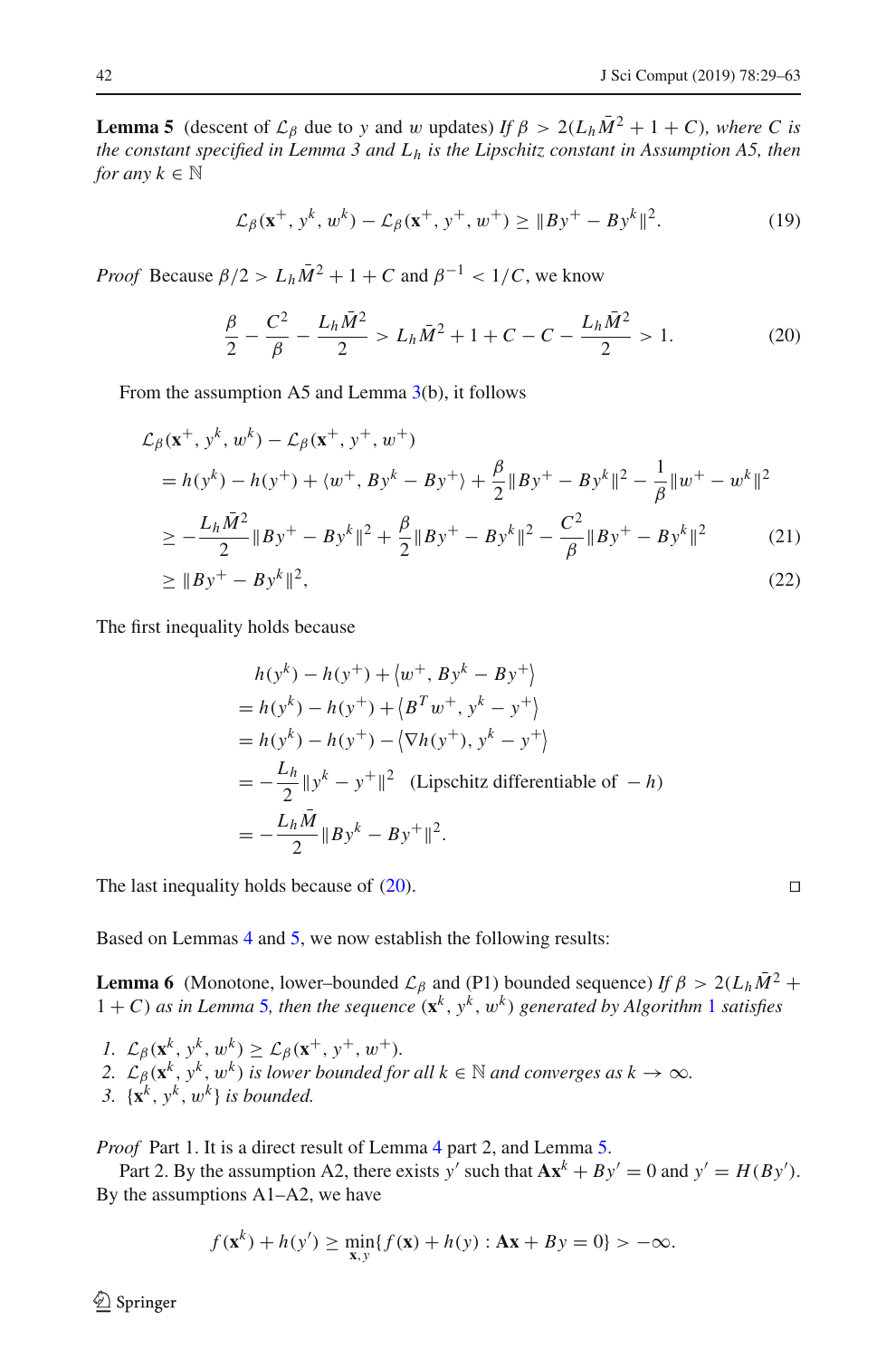**Lemma 5** (descent of $\mathcal{L}_\beta$ due to $y$ and $w$ updates) *If $\beta > 2(L_h\bar{M}^2 + 1 + C)$, where $C$ is the constant specified in Lemma 3 and $L_h$ is the Lipschitz constant in Assumption A5, then for any $k \in \mathbb{N}$*

$$\mathcal{L}_\beta(\mathbf{x}^+, y^k, w^k) - \mathcal{L}_\beta(\mathbf{x}^+, y^+, w^+) \geq \|By^+ - By^k\|^2. \tag{19}$$

*Proof* Because $\beta/2 > L_h\bar{M}^2 + 1 + C$ and $\beta^{-1} < 1/C$, we know

$$\frac{\beta}{2} - \frac{C^2}{\beta} - \frac{L_h\bar{M}^2}{2} > L_h\bar{M}^2 + 1 + C - C - \frac{L_h\bar{M}^2}{2} > 1. \tag{20}$$

From the assumption A5 and Lemma 3(b), it follows

$$\begin{aligned}
&\mathcal{L}_\beta(\mathbf{x}^+, y^k, w^k) - \mathcal{L}_\beta(\mathbf{x}^+, y^+, w^+) \\
&= h(y^k) - h(y^+) + \langle w^+, By^k - By^+\rangle + \frac{\beta}{2}\|By^+ - By^k\|^2 - \frac{1}{\beta}\|w^+ - w^k\|^2 \\
&\geq -\frac{L_h\bar{M}^2}{2}\|By^+ - By^k\|^2 + \frac{\beta}{2}\|By^+ - By^k\|^2 - \frac{C^2}{\beta}\|By^+ - By^k\|^2 \qquad (21) \\
&\geq \|By^+ - By^k\|^2, \qquad (22)
\end{aligned}$$

The first inequality holds because

$$\begin{aligned}
&h(y^k) - h(y^+) + \langle w^+, By^k - By^+\rangle \\
&= h(y^k) - h(y^+) + \langle B^T w^+, y^k - y^+\rangle \\
&= h(y^k) - h(y^+) - \langle \nabla h(y^+), y^k - y^+\rangle \\
&= -\frac{L_h}{2}\|y^k - y^+\|^2 \quad \text{(Lipschitz differentiable of } -h) \\
&= -\frac{L_h\bar{M}}{2}\|By^k - By^+\|^2.
\end{aligned}$$

The last inequality holds because of (20). □

Based on Lemmas 4 and 5, we now establish the following results:

**Lemma 6** (Monotone, lower–bounded $\mathcal{L}_\beta$ and (P1) bounded sequence) *If $\beta > 2(L_h\bar{M}^2 + 1 + C)$ as in Lemma 5, then the sequence $(\mathbf{x}^k, y^k, w^k)$ generated by Algorithm 1 satisfies*

1. *$\mathcal{L}_\beta(\mathbf{x}^k, y^k, w^k) \geq \mathcal{L}_\beta(\mathbf{x}^+, y^+, w^+)$.*
2. *$\mathcal{L}_\beta(\mathbf{x}^k, y^k, w^k)$ is lower bounded for all $k \in \mathbb{N}$ and converges as $k \to \infty$.*
3. *$\{\mathbf{x}^k, y^k, w^k\}$ is bounded.*

*Proof* Part 1. It is a direct result of Lemma 4 part 2, and Lemma 5.

Part 2. By the assumption A2, there exists $y'$ such that $\mathbf{A}\mathbf{x}^k + By' = 0$ and $y' = H(By')$. By the assumptions A1–A2, we have

$$f(\mathbf{x}^k) + h(y') \geq \min_{\mathbf{x}, y}\{f(\mathbf{x}) + h(y) : \mathbf{A}\mathbf{x} + By = 0\} > -\infty.$$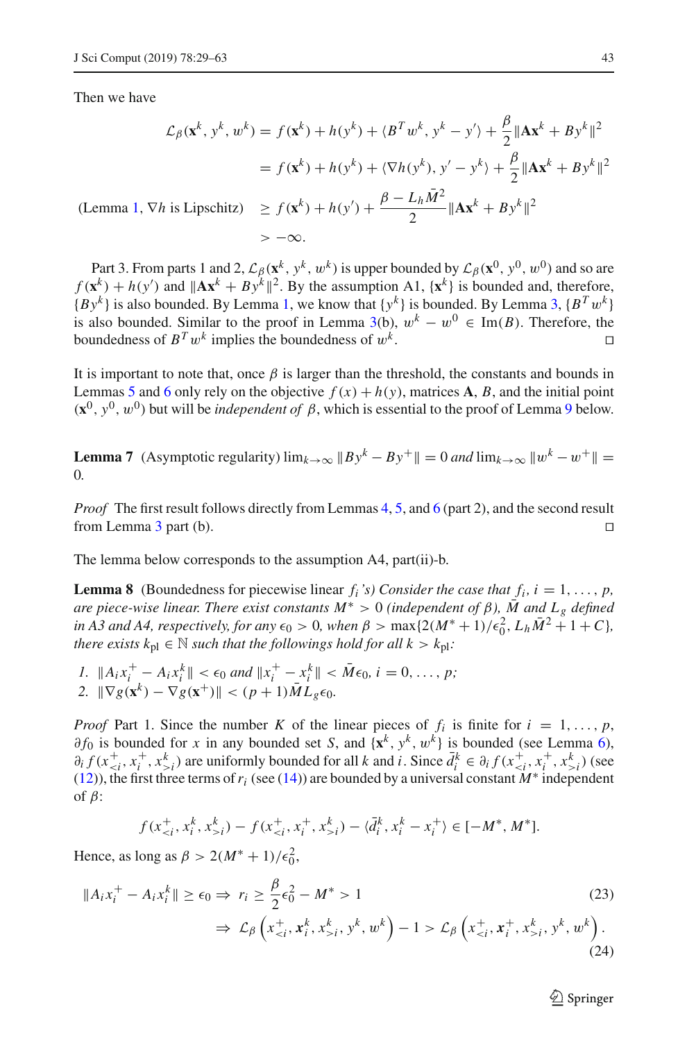Then we have

$$
\begin{aligned}
\mathcal{L}_\beta(\mathbf{x}^k, y^k, w^k) &= f(\mathbf{x}^k) + h(y^k) + \langle B^T w^k, y^k - y' \rangle + \frac{\beta}{2}\|\mathbf{A}\mathbf{x}^k + By^k\|^2 \\
&= f(\mathbf{x}^k) + h(y^k) + \langle \nabla h(y^k), y' - y^k \rangle + \frac{\beta}{2}\|\mathbf{A}\mathbf{x}^k + By^k\|^2 \\
\text{(Lemma 1, } \nabla h \text{ is Lipschitz)} \quad &\geq f(\mathbf{x}^k) + h(y') + \frac{\beta - L_h \bar{M}^2}{2}\|\mathbf{A}\mathbf{x}^k + By^k\|^2 \\
&> -\infty.
\end{aligned}
$$

Part 3. From parts 1 and 2, $\mathcal{L}_\beta(\mathbf{x}^k, y^k, w^k)$ is upper bounded by $\mathcal{L}_\beta(\mathbf{x}^0, y^0, w^0)$ and so are $f(\mathbf{x}^k) + h(y')$ and $\|\mathbf{A}\mathbf{x}^k + By^k\|^2$. By the assumption A1, $\{\mathbf{x}^k\}$ is bounded and, therefore, $\{By^k\}$ is also bounded. By Lemma 1, we know that $\{y^k\}$ is bounded. By Lemma 3, $\{B^T w^k\}$ is also bounded. Similar to the proof in Lemma 3(b), $w^k - w^0 \in \mathrm{Im}(B)$. Therefore, the boundedness of $B^T w^k$ implies the boundedness of $w^k$. □

It is important to note that, once $\beta$ is larger than the threshold, the constants and bounds in Lemmas 5 and 6 only rely on the objective $f(x) + h(y)$, matrices $\mathbf{A}$, $B$, and the initial point $(\mathbf{x}^0, y^0, w^0)$ but will be *independent of* $\beta$, which is essential to the proof of Lemma 9 below.

**Lemma 7** (Asymptotic regularity) $\lim_{k\to\infty} \|By^k - By^+\| = 0$ *and* $\lim_{k\to\infty} \|w^k - w^+\| = 0$.

*Proof* The first result follows directly from Lemmas 4, 5, and 6 (part 2), and the second result from Lemma 3 part (b). □

The lemma below corresponds to the assumption A4, part(ii)-b.

**Lemma 8** (Boundedness for piecewise linear $f_i$'s) *Consider the case that $f_i$, $i = 1, \ldots, p$, are piece-wise linear. There exist constants $M^* > 0$ (independent of $\beta$), $\bar{M}$ and $L_g$ defined in A3 and A4, respectively, for any $\epsilon_0 > 0$, when $\beta > \max\{2(M^* + 1)/\epsilon_0^2, L_h\bar{M}^2 + 1 + C\}$, there exists $k_{\mathrm{pl}} \in \mathbb{N}$ such that the followings hold for all $k > k_{\mathrm{pl}}$:*

1. $\|A_i x_i^+ - A_i x_i^k\| < \epsilon_0$ *and* $\|x_i^+ - x_i^k\| < \bar{M}\epsilon_0$, $i = 0, \ldots, p$;
2. $\|\nabla g(\mathbf{x}^k) - \nabla g(\mathbf{x}^+)\| < (p + 1)\bar{M}L_g\epsilon_0$.

*Proof* Part 1. Since the number $K$ of the linear pieces of $f_i$ is finite for $i = 1, \ldots, p$, $\partial f_0$ is bounded for $x$ in any bounded set $S$, and $\{\mathbf{x}^k, y^k, w^k\}$ is bounded (see Lemma 6), $\partial_i f(x_{<i}^+, x_i^+, x_{>i}^k)$ are uniformly bounded for all $k$ and $i$. Since $\bar{d}_i^k \in \partial_i f(x_{<i}^+, x_i^+, x_{>i}^k)$ (see (12)), the first three terms of $r_i$ (see (14)) are bounded by a universal constant $M^*$ independent of $\beta$:

$$
f(x_{<i}^+, x_i^k, x_{>i}^k) - f(x_{<i}^+, x_i^+, x_{>i}^k) - \langle \bar{d}_i^k, x_i^k - x_i^+ \rangle \in [-M^*, M^*].
$$

Hence, as long as $\beta > 2(M^* + 1)/\epsilon_0^2$,

$$
\begin{aligned}
\|A_i x_i^+ - A_i x_i^k\| \geq \epsilon_0 &\Rightarrow r_i \geq \frac{\beta}{2}\epsilon_0^2 - M^* > 1 &\quad (23)\\
&\Rightarrow \mathcal{L}_\beta\left(x_{<i}^+, \boldsymbol{x}_i^k, x_{>i}^k, y^k, w^k\right) - 1 > \mathcal{L}_\beta\left(x_{<i}^+, \boldsymbol{x}_i^+, x_{>i}^k, y^k, w^k\right). &\quad (24)
\end{aligned}
$$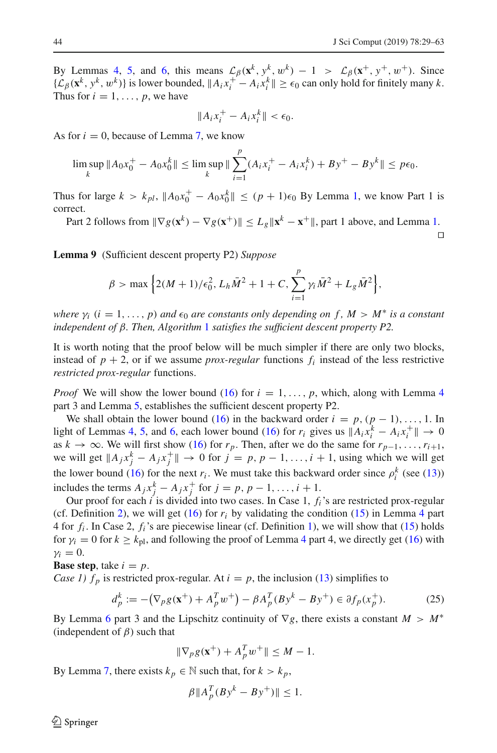By Lemmas 4, 5, and 6, this means $\mathcal{L}_\beta(\mathbf{x}^k, y^k, w^k) - 1 > \mathcal{L}_\beta(\mathbf{x}^+, y^+, w^+)$. Since $\{\mathcal{L}_\beta(\mathbf{x}^k, y^k, w^k)\}$ is lower bounded, $\|A_i x_i^+ - A_i x_i^k\| \geq \epsilon_0$ can only hold for finitely many $k$. Thus for $i = 1, \ldots, p$, we have

$$\|A_i x_i^+ - A_i x_i^k\| < \epsilon_0.$$

As for $i = 0$, because of Lemma 7, we know

$$\limsup_k \|A_0 x_0^+ - A_0 x_0^k\| \leq \limsup_k \|\sum_{i=1}^p (A_i x_i^+ - A_i x_i^k) + By^+ - By^k\| \leq p\epsilon_0.$$

Thus for large $k > k_{pl}$, $\|A_0 x_0^+ - A_0 x_0^k\| \leq (p+1)\epsilon_0$ By Lemma 1, we know Part 1 is correct.

Part 2 follows from $\|\nabla g(\mathbf{x}^k) - \nabla g(\mathbf{x}^+)\| \leq L_g \|\mathbf{x}^k - \mathbf{x}^+\|$, part 1 above, and Lemma 1. □

**Lemma 9** (Sufficient descent property P2) *Suppose*

$$\beta > \max\left\{2(M+1)/\epsilon_0^2,\, L_h \bar{M}^2 + 1 + C,\, \sum_{i=1}^p \gamma_i \bar{M}^2 + L_g \bar{M}^2\right\},$$

*where $\gamma_i$ $(i = 1, \ldots, p)$ and $\epsilon_0$ are constants only depending on $f$, $M > M^*$ is a constant independent of $\beta$. Then, Algorithm 1 satisfies the sufficient descent property P2.*

It is worth noting that the proof below will be much simpler if there are only two blocks, instead of $p+2$, or if we assume *prox-regular* functions $f_i$ instead of the less restrictive *restricted prox-regular* functions.

*Proof* We will show the lower bound (16) for $i = 1, \ldots, p$, which, along with Lemma 4 part 3 and Lemma 5, establishes the sufficient descent property P2.

We shall obtain the lower bound (16) in the backward order $i = p, (p-1), \ldots, 1$. In light of Lemmas 4, 5, and 6, each lower bound (16) for $r_i$ gives us $\|A_i x_i^k - A_i x_i^+\| \to 0$ as $k \to \infty$. We will first show (16) for $r_p$. Then, after we do the same for $r_{p-1}, \ldots, r_{i+1}$, we will get $\|A_j x_j^k - A_j x_j^+\| \to 0$ for $j = p, p-1, \ldots, i+1$, using which we will get the lower bound (16) for the next $r_i$. We must take this backward order since $\rho_i^k$ (see (13)) includes the terms $A_j x_j^k - A_j x_j^+$ for $j = p, p-1, \ldots, i+1$.

Our proof for each $i$ is divided into two cases. In Case 1, $f_i$'s are restricted prox-regular (cf. Definition 2), we will get (16) for $r_i$ by validating the condition (15) in Lemma 4 part 4 for $f_i$. In Case 2, $f_i$'s are piecewise linear (cf. Definition 1), we will show that (15) holds for $\gamma_i = 0$ for $k \geq k_{\text{pl}}$, and following the proof of Lemma 4 part 4, we directly get (16) with $\gamma_i = 0$.

**Base step**, take $i = p$.

*Case 1)* $f_p$ is restricted prox-regular. At $i = p$, the inclusion (13) simplifies to

$$d_p^k := -\left(\nabla_p g(\mathbf{x}^+) + A_p^T w^+\right) - \beta A_p^T (By^k - By^+) \in \partial f_p(x_p^+). \tag{25}$$

By Lemma 6 part 3 and the Lipschitz continuity of $\nabla g$, there exists a constant $M > M^*$ (independent of $\beta$) such that

$$\|\nabla_p g(\mathbf{x}^+) + A_p^T w^+\| \leq M - 1.$$

By Lemma 7, there exists $k_p \in \mathbb{N}$ such that, for $k > k_p$,

$$\beta \|A_p^T (By^k - By^+)\| \leq 1.$$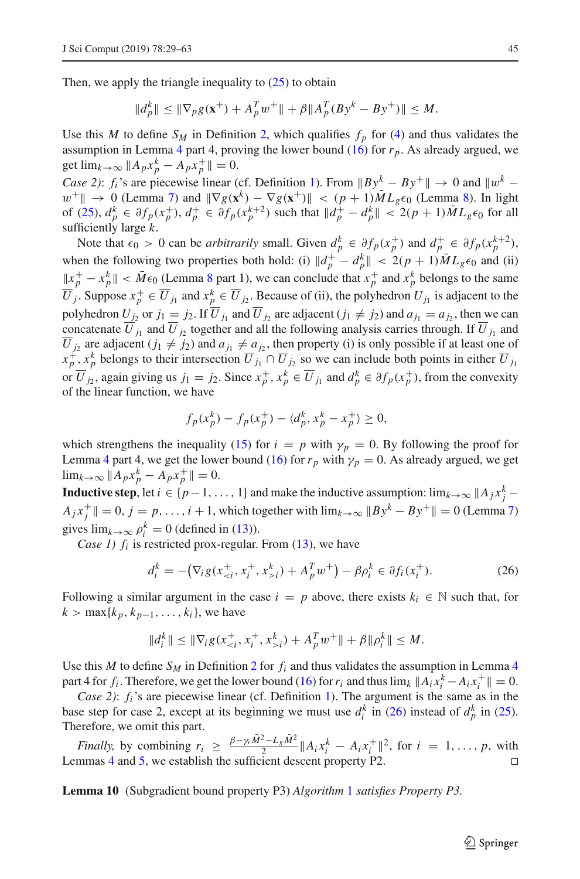Then, we apply the triangle inequality to (25) to obtain

$$\|d_p^k\| \le \|\nabla_p g(\mathbf{x}^+) + A_p^T w^+\| + \beta \|A_p^T(By^k - By^+)\| \le M.$$

Use this $M$ to define $S_M$ in Definition 2, which qualifies $f_p$ for (4) and thus validates the assumption in Lemma 4 part 4, proving the lower bound (16) for $r_p$. As already argued, we get $\lim_{k\to\infty} \|A_p x_p^k - A_p x_p^+\| = 0$.

*Case 2)*: $f_i$'s are piecewise linear (cf. Definition 1). From $\|By^k - By^+\| \to 0$ and $\|w^k - w^+\| \to 0$ (Lemma 7) and $\|\nabla g(\mathbf{x}^k) - \nabla g(\mathbf{x}^+)\| < (p+1)\bar{M} L_g \epsilon_0$ (Lemma 8). In light of (25), $d_p^k \in \partial f_p(x_p^+)$, $d_p^+ \in \partial f_p(x_p^{k+2})$ such that $\|d_p^+ - d_p^k\| < 2(p+1)\bar{M} L_g \epsilon_0$ for all sufficiently large $k$.

Note that $\epsilon_0 > 0$ can be *arbitrarily* small. Given $d_p^k \in \partial f_p(x_p^+)$ and $d_p^+ \in \partial f_p(x_p^{k+2})$, when the following two properties both hold: (i) $\|d_p^+ - d_p^k\| < 2(p+1)\bar{M} L_g \epsilon_0$ and (ii) $\|x_p^+ - x_p^k\| < \bar{M}\epsilon_0$ (Lemma 8 part 1), we can conclude that $x_p^+$ and $x_p^k$ belongs to the same $\overline{U}_j$. Suppose $x_p^+ \in \overline{U}_{j_1}$ and $x_p^k \in \overline{U}_{j_2}$. Because of (ii), the polyhedron $U_{j_1}$ is adjacent to the polyhedron $U_{j_2}$ or $j_1 = j_2$. If $\overline{U}_{j_1}$ and $\overline{U}_{j_2}$ are adjacent ($j_1 \ne j_2$) and $a_{j_1} = a_{j_2}$, then we can concatenate $\overline{U}_{j_1}$ and $\overline{U}_{j_2}$ together and all the following analysis carries through. If $\overline{U}_{j_1}$ and $\overline{U}_{j_2}$ are adjacent ($j_1 \ne j_2$) and $a_{j_1} \ne a_{j_2}$, then property (i) is only possible if at least one of $x_p^+, x_p^k$ belongs to their intersection $\overline{U}_{j_1} \cap \overline{U}_{j_2}$ so we can include both points in either $\overline{U}_{j_1}$ or $\overline{U}_{j_2}$, again giving us $j_1 = j_2$. Since $x_p^+, x_p^k \in \overline{U}_{j_1}$ and $d_p^k \in \partial f_p(x_p^+)$, from the convexity of the linear function, we have

$$f_p(x_p^k) - f_p(x_p^+) - \langle d_p^k, x_p^k - x_p^+\rangle \ge 0,$$

which strengthens the inequality (15) for $i = p$ with $\gamma_p = 0$. By following the proof for Lemma 4 part 4, we get the lower bound (16) for $r_p$ with $\gamma_p = 0$. As already argued, we get $\lim_{k\to\infty} \|A_p x_p^k - A_p x_p^+\| = 0$.

**Inductive step**, let $i \in \{p-1, \dots, 1\}$ and make the inductive assumption: $\lim_{k\to\infty} \|A_j x_j^k - A_j x_j^+\| = 0$, $j = p, \dots, i+1$, which together with $\lim_{k\to\infty} \|By^k - By^+\| = 0$ (Lemma 7) gives $\lim_{k\to\infty} \rho_i^k = 0$ (defined in (13)).

*Case 1)* $f_i$ is restricted prox-regular. From (13), we have

$$d_i^k = -\left(\nabla_i g(x_{<i}^+, x_i^+, x_{>i}^k) + A_p^T w^+\right) - \beta \rho_i^k \in \partial f_i(x_i^+). \tag{26}$$

Following a similar argument in the case $i = p$ above, there exists $k_i \in \mathbb{N}$ such that, for $k > \max\{k_p, k_{p-1}, \dots, k_i\}$, we have

$$\|d_i^k\| \le \|\nabla_i g(x_{<i}^+, x_i^+, x_{>i}^k) + A_p^T w^+\| + \beta \|\rho_i^k\| \le M.$$

Use this $M$ to define $S_M$ in Definition 2 for $f_i$ and thus validates the assumption in Lemma 4 part 4 for $f_i$. Therefore, we get the lower bound (16) for $r_i$ and thus $\lim_k \|A_i x_i^k - A_i x_i^+\| = 0$.

*Case 2)*: $f_i$'s are piecewise linear (cf. Definition 1). The argument is the same as in the base step for case 2, except at its beginning we must use $d_i^k$ in (26) instead of $d_p^k$ in (25). Therefore, we omit this part.

*Finally,* by combining $r_i \ge \frac{\beta - \gamma_i \bar{M}^2 - L_g \bar{M}^2}{2} \|A_i x_i^k - A_i x_i^+\|^2$, for $i = 1, \dots, p$, with Lemmas 4 and 5, we establish the sufficient descent property P2. □

**Lemma 10** (Subgradient bound property P3) *Algorithm 1 satisfies Property P3.*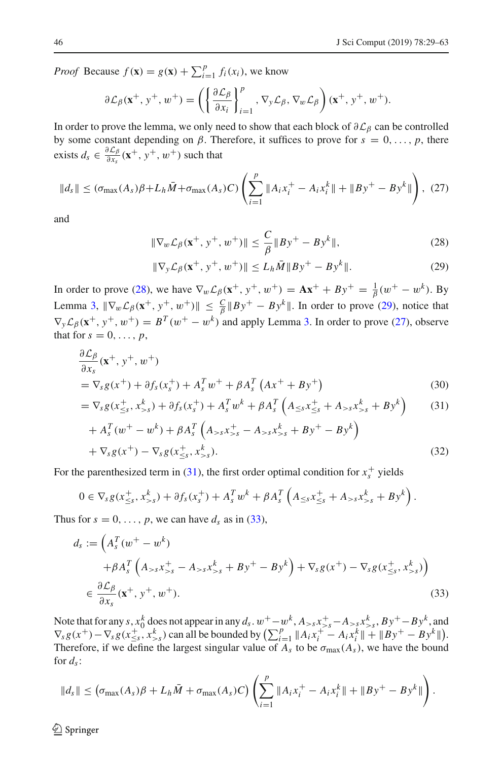*Proof* Because $f(\mathbf{x}) = g(\mathbf{x}) + \sum_{i=1}^{p} f_i(x_i)$, we know

$$\partial \mathcal{L}_\beta(\mathbf{x}^+, y^+, w^+) = \left( \left\{ \frac{\partial \mathcal{L}_\beta}{\partial x_i} \right\}_{i=1}^{p}, \nabla_y \mathcal{L}_\beta, \nabla_w \mathcal{L}_\beta \right) (\mathbf{x}^+, y^+, w^+).$$

In order to prove the lemma, we only need to show that each block of $\partial \mathcal{L}_\beta$ can be controlled by some constant depending on $\beta$. Therefore, it suffices to prove for $s = 0, \ldots, p$, there exists $d_s \in \frac{\partial \mathcal{L}_\beta}{\partial x_s}(\mathbf{x}^+, y^+, w^+)$ such that

$$\|d_s\| \le (\sigma_{\max}(A_s)\beta + L_h \bar{M} + \sigma_{\max}(A_s)C) \left( \sum_{i=1}^{p} \|A_i x_i^+ - A_i x_i^k\| + \|By^+ - By^k\| \right), \quad (27)$$

and

$$\|\nabla_w \mathcal{L}_\beta(\mathbf{x}^+, y^+, w^+)\| \le \frac{C}{\beta} \|By^+ - By^k\|, \quad (28)$$

$$\|\nabla_y \mathcal{L}_\beta(\mathbf{x}^+, y^+, w^+)\| \le L_h \bar{M} \|By^+ - By^k\|. \quad (29)$$

In order to prove (28), we have $\nabla_w \mathcal{L}_\beta(\mathbf{x}^+, y^+, w^+) = \mathbf{A}\mathbf{x}^+ + By^+ = \frac{1}{\beta}(w^+ - w^k)$. By Lemma 3, $\|\nabla_w \mathcal{L}_\beta(\mathbf{x}^+, y^+, w^+)\| \le \frac{C}{\beta} \|By^+ - By^k\|$. In order to prove (29), notice that $\nabla_y \mathcal{L}_\beta(\mathbf{x}^+, y^+, w^+) = B^T(w^+ - w^k)$ and apply Lemma 3. In order to prove (27), observe that for $s = 0, \ldots, p$,

$$\begin{aligned}
&\frac{\partial \mathcal{L}_\beta}{\partial x_s}(\mathbf{x}^+, y^+, w^+) \\
&= \nabla_s g(x^+) + \partial f_s(x_s^+) + A_s^T w^+ + \beta A_s^T \left( Ax^+ + By^+ \right) && (30) \\
&= \nabla_s g(x_{\le s}^+, x_{>s}^k) + \partial f_s(x_s^+) + A_s^T w^k + \beta A_s^T \left( A_{\le s} x_{\le s}^+ + A_{>s} x_{>s}^k + By^k \right) && (31) \\
&\quad + A_s^T(w^+ - w^k) + \beta A_s^T \left( A_{>s} x_{>s}^+ - A_{>s} x_{>s}^k + By^+ - By^k \right) \\
&\quad + \nabla_s g(x^+) - \nabla_s g(x_{\le s}^+, x_{>s}^k). && (32)
\end{aligned}$$

For the parenthesized term in (31), the first order optimal condition for $x_s^+$ yields

$$0 \in \nabla_s g(x_{\le s}^+, x_{>s}^k) + \partial f_s(x_s^+) + A_s^T w^k + \beta A_s^T \left( A_{\le s} x_{\le s}^+ + A_{>s} x_{>s}^k + By^k \right).$$

Thus for $s = 0, \ldots, p$, we can have $d_s$ as in (33),

$$\begin{aligned}
d_s &:= \Big( A_s^T(w^+ - w^k) \\
&\qquad + \beta A_s^T \left( A_{>s} x_{>s}^+ - A_{>s} x_{>s}^k + By^+ - By^k \right) + \nabla_s g(x^+) - \nabla_s g(x_{\le s}^+, x_{>s}^k) \Big) \\
&\in \frac{\partial \mathcal{L}_\beta}{\partial x_s}(\mathbf{x}^+, y^+, w^+). && (33)
\end{aligned}$$

Note that for any $s$, $x_0^k$ does not appear in any $d_s$. $w^+ - w^k$, $A_{>s}x_{>s}^+ - A_{>s}x_{>s}^k$, $By^+ - By^k$, and $\nabla_s g(x^+) - \nabla_s g(x_{\le s}^+, x_{>s}^k)$ can all be bounded by $\left(\sum_{i=1}^{p} \|A_i x_i^+ - A_i x_i^k\| + \|By^+ - By^k\|\right)$. Therefore, if we define the largest singular value of $A_s$ to be $\sigma_{\max}(A_s)$, we have the bound for $d_s$:

$$\|d_s\| \le \left( \sigma_{\max}(A_s)\beta + L_h \bar{M} + \sigma_{\max}(A_s)C \right) \left( \sum_{i=1}^{p} \|A_i x_i^+ - A_i x_i^k\| + \|By^+ - By^k\| \right).$$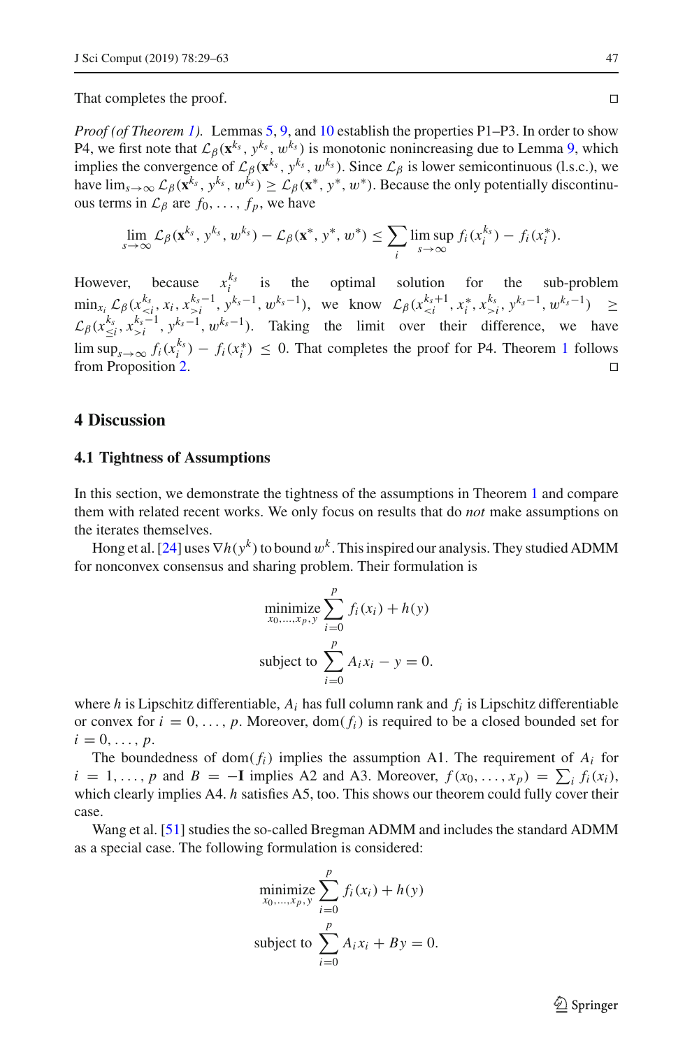That completes the proof. $\square$

*Proof (of Theorem 1).* Lemmas 5, 9, and 10 establish the properties P1–P3. In order to show P4, we first note that $\mathcal{L}_\beta(\mathbf{x}^{k_s}, y^{k_s}, w^{k_s})$ is monotonic nonincreasing due to Lemma 9, which implies the convergence of $\mathcal{L}_\beta(\mathbf{x}^{k_s}, y^{k_s}, w^{k_s})$. Since $\mathcal{L}_\beta$ is lower semicontinuous (l.s.c.), we have $\lim_{s\to\infty} \mathcal{L}_\beta(\mathbf{x}^{k_s}, y^{k_s}, w^{k_s}) \geq \mathcal{L}_\beta(\mathbf{x}^*, y^*, w^*)$. Because the only potentially discontinuous terms in $\mathcal{L}_\beta$ are $f_0, \ldots, f_p$, we have

$$\lim_{s\to\infty} \mathcal{L}_\beta(\mathbf{x}^{k_s}, y^{k_s}, w^{k_s}) - \mathcal{L}_\beta(\mathbf{x}^*, y^*, w^*) \leq \sum_i \limsup_{s\to\infty} f_i(x_i^{k_s}) - f_i(x_i^*).$$

However, because $x_i^{k_s}$ is the optimal solution for the sub-problem $\min_{x_i} \mathcal{L}_\beta(x_{<i}^{k_s}, x_i, x_{>i}^{k_s-1}, y^{k_s-1}, w^{k_s-1})$, we know $\mathcal{L}_\beta(x_{<i}^{k_s+1}, x_i^*, x_{>i}^{k_s}, y^{k_s-1}, w^{k_s-1}) \geq \mathcal{L}_\beta(x_{\leq i}^{k_s}, x_{>i}^{k_s-1}, y^{k_s-1}, w^{k_s-1})$. Taking the limit over their difference, we have $\limsup_{s\to\infty} f_i(x_i^{k_s}) - f_i(x_i^*) \leq 0$. That completes the proof for P4. Theorem 1 follows from Proposition 2. $\square$

## 4 Discussion

### 4.1 Tightness of Assumptions

In this section, we demonstrate the tightness of the assumptions in Theorem 1 and compare them with related recent works. We only focus on results that do *not* make assumptions on the iterates themselves.

Hong et al. [24] uses $\nabla h(y^k)$ to bound $w^k$. This inspired our analysis. They studied ADMM for nonconvex consensus and sharing problem. Their formulation is

$$\begin{aligned}
\underset{x_0,\ldots,x_p,y}{\text{minimize}} \; & \sum_{i=0}^{p} f_i(x_i) + h(y) \\
\text{subject to} \; & \sum_{i=0}^{p} A_i x_i - y = 0.
\end{aligned}$$

where $h$ is Lipschitz differentiable, $A_i$ has full column rank and $f_i$ is Lipschitz differentiable or convex for $i = 0, \ldots, p$. Moreover, $\mathrm{dom}(f_i)$ is required to be a closed bounded set for $i = 0, \ldots, p$.

The boundedness of $\mathrm{dom}(f_i)$ implies the assumption A1. The requirement of $A_i$ for $i = 1, \ldots, p$ and $B = -\mathbf{I}$ implies A2 and A3. Moreover, $f(x_0, \ldots, x_p) = \sum_i f_i(x_i)$, which clearly implies A4. $h$ satisfies A5, too. This shows our theorem could fully cover their case.

Wang et al. [51] studies the so-called Bregman ADMM and includes the standard ADMM as a special case. The following formulation is considered:

$$\begin{aligned}
\underset{x_0,\ldots,x_p,y}{\text{minimize}} \; & \sum_{i=0}^{p} f_i(x_i) + h(y) \\
\text{subject to} \; & \sum_{i=0}^{p} A_i x_i + By = 0.
\end{aligned}$$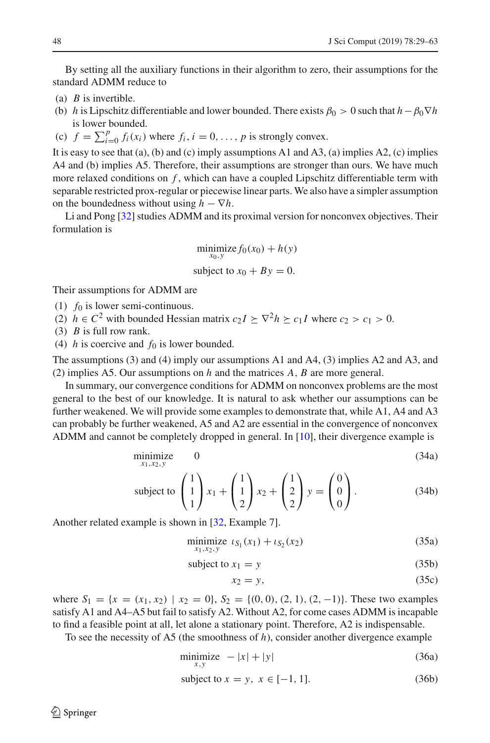By setting all the auxiliary functions in their algorithm to zero, their assumptions for the standard ADMM reduce to

(a) $B$ is invertible.
(b) $h$ is Lipschitz differentiable and lower bounded. There exists $\beta_0 > 0$ such that $h - \beta_0 \nabla h$ is lower bounded.
(c) $f = \sum_{i=0}^{p} f_i(x_i)$ where $f_i, i = 0, \ldots, p$ is strongly convex.

It is easy to see that (a), (b) and (c) imply assumptions A1 and A3, (a) implies A2, (c) implies A4 and (b) implies A5. Therefore, their assumptions are stronger than ours. We have much more relaxed conditions on $f$, which can have a coupled Lipschitz differentiable term with separable restricted prox-regular or piecewise linear parts. We also have a simpler assumption on the boundedness without using $h - \nabla h$.

Li and Pong [32] studies ADMM and its proximal version for nonconvex objectives. Their formulation is

$$\begin{aligned} &\underset{x_0, y}{\text{minimize}}\; f_0(x_0) + h(y) \\ &\text{subject to } x_0 + By = 0. \end{aligned}$$

Their assumptions for ADMM are

(1) $f_0$ is lower semi-continuous.
(2) $h \in C^2$ with bounded Hessian matrix $c_2 I \succeq \nabla^2 h \succeq c_1 I$ where $c_2 > c_1 > 0$.
(3) $B$ is full row rank.
(4) $h$ is coercive and $f_0$ is lower bounded.

The assumptions (3) and (4) imply our assumptions A1 and A4, (3) implies A2 and A3, and (2) implies A5. Our assumptions on $h$ and the matrices $A$, $B$ are more general.

In summary, our convergence conditions for ADMM on nonconvex problems are the most general to the best of our knowledge. It is natural to ask whether our assumptions can be further weakened. We will provide some examples to demonstrate that, while A1, A4 and A3 can probably be further weakened, A5 and A2 are essential in the convergence of nonconvex ADMM and cannot be completely dropped in general. In [10], their divergence example is

$$\underset{x_1, x_2, y}{\text{minimize}} \quad 0 \tag{34a}$$

$$\text{subject to } \begin{pmatrix} 1 \\ 1 \\ 1 \end{pmatrix} x_1 + \begin{pmatrix} 1 \\ 1 \\ 2 \end{pmatrix} x_2 + \begin{pmatrix} 1 \\ 2 \\ 2 \end{pmatrix} y = \begin{pmatrix} 0 \\ 0 \\ 0 \end{pmatrix}. \tag{34b}$$

Another related example is shown in [32, Example 7].

$$\underset{x_1, x_2, y}{\text{minimize}}\; \iota_{S_1}(x_1) + \iota_{S_2}(x_2) \tag{35a}$$

$$\text{subject to } x_1 = y \tag{35b}$$

$$x_2 = y, \tag{35c}$$

where $S_1 = \{x = (x_1, x_2) \mid x_2 = 0\}$, $S_2 = \{(0, 0), (2, 1), (2, -1)\}$. These two examples satisfy A1 and A4–A5 but fail to satisfy A2. Without A2, for come cases ADMM is incapable to find a feasible point at all, let alone a stationary point. Therefore, A2 is indispensable.

To see the necessity of A5 (the smoothness of $h$), consider another divergence example

$$\underset{x, y}{\text{minimize}} \quad -|x| + |y| \tag{36a}$$

$$\text{subject to } x = y,\; x \in [-1, 1]. \tag{36b}$$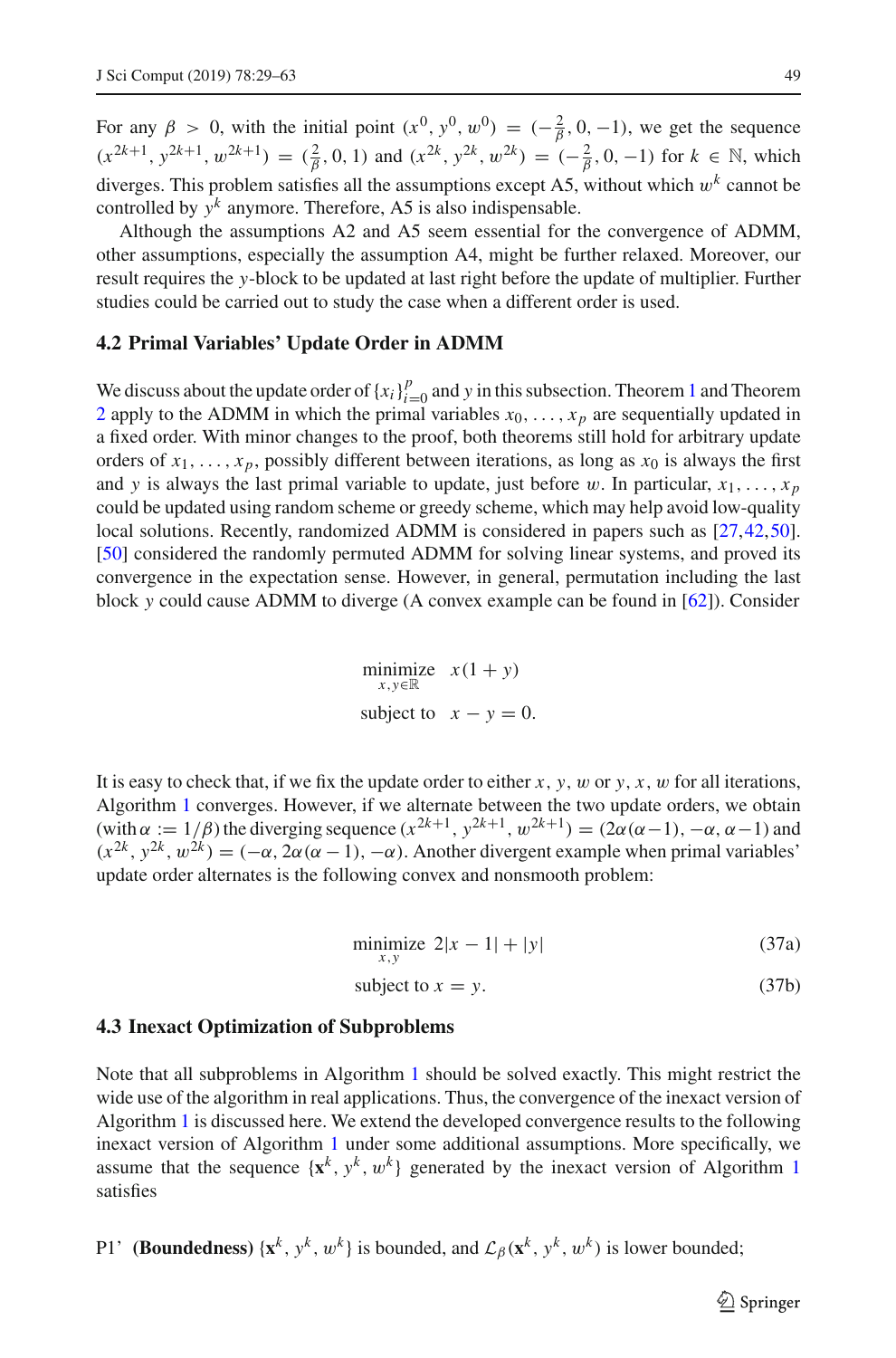For any $\beta > 0$, with the initial point $(x^0, y^0, w^0) = (-\frac{2}{\beta}, 0, -1)$, we get the sequence $(x^{2k+1}, y^{2k+1}, w^{2k+1}) = (\frac{2}{\beta}, 0, 1)$ and $(x^{2k}, y^{2k}, w^{2k}) = (-\frac{2}{\beta}, 0, -1)$ for $k \in \mathbb{N}$, which diverges. This problem satisfies all the assumptions except A5, without which $w^k$ cannot be controlled by $y^k$ anymore. Therefore, A5 is also indispensable.

Although the assumptions A2 and A5 seem essential for the convergence of ADMM, other assumptions, especially the assumption A4, might be further relaxed. Moreover, our result requires the $y$-block to be updated at last right before the update of multiplier. Further studies could be carried out to study the case when a different order is used.

### 4.2 Primal Variables' Update Order in ADMM

We discuss about the update order of $\{x_i\}_{i=0}^p$ and $y$ in this subsection. Theorem 1 and Theorem 2 apply to the ADMM in which the primal variables $x_0, \ldots, x_p$ are sequentially updated in a fixed order. With minor changes to the proof, both theorems still hold for arbitrary update orders of $x_1, \ldots, x_p$, possibly different between iterations, as long as $x_0$ is always the first and $y$ is always the last primal variable to update, just before $w$. In particular, $x_1, \ldots, x_p$ could be updated using random scheme or greedy scheme, which may help avoid low-quality local solutions. Recently, randomized ADMM is considered in papers such as [27,42,50]. [50] considered the randomly permuted ADMM for solving linear systems, and proved its convergence in the expectation sense. However, in general, permutation including the last block $y$ could cause ADMM to diverge (A convex example can be found in [62]). Consider

$$
\begin{aligned}
&\underset{x,y\in\mathbb{R}}{\text{minimize}} \quad x(1+y)\\
&\text{subject to} \quad x - y = 0.
\end{aligned}
$$

It is easy to check that, if we fix the update order to either $x, y, w$ or $y, x, w$ for all iterations, Algorithm 1 converges. However, if we alternate between the two update orders, we obtain (with $\alpha := 1/\beta$) the diverging sequence $(x^{2k+1}, y^{2k+1}, w^{2k+1}) = (2\alpha(\alpha-1), -\alpha, \alpha-1)$ and $(x^{2k}, y^{2k}, w^{2k}) = (-\alpha, 2\alpha(\alpha-1), -\alpha)$. Another divergent example when primal variables' update order alternates is the following convex and nonsmooth problem:

$$
\underset{x,y}{\text{minimize}} \;\; 2|x-1| + |y| \tag{37a}
$$

$$
\text{subject to } x = y. \tag{37b}
$$

### 4.3 Inexact Optimization of Subproblems

Note that all subproblems in Algorithm 1 should be solved exactly. This might restrict the wide use of the algorithm in real applications. Thus, the convergence of the inexact version of Algorithm 1 is discussed here. We extend the developed convergence results to the following inexact version of Algorithm 1 under some additional assumptions. More specifically, we assume that the sequence $\{\mathbf{x}^k, y^k, w^k\}$ generated by the inexact version of Algorithm 1 satisfies

P1' **(Boundedness)** $\{\mathbf{x}^k, y^k, w^k\}$ is bounded, and $\mathcal{L}_\beta(\mathbf{x}^k, y^k, w^k)$ is lower bounded;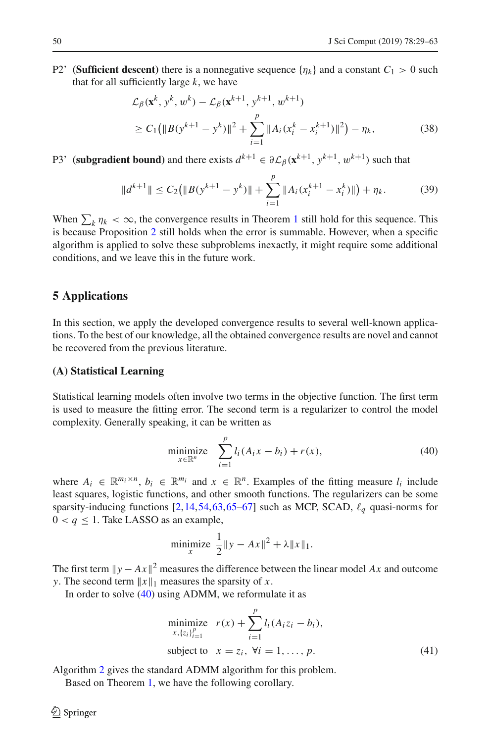P2' **(Sufficient descent)** there is a nonnegative sequence $\{\eta_k\}$ and a constant $C_1 > 0$ such that for all sufficiently large $k$, we have

$$\mathcal{L}_\beta(\mathbf{x}^k, y^k, w^k) - \mathcal{L}_\beta(\mathbf{x}^{k+1}, y^{k+1}, w^{k+1}) \geq C_1\big(\|B(y^{k+1} - y^k)\|^2 + \sum_{i=1}^{p} \|A_i(x_i^k - x_i^{k+1})\|^2\big) - \eta_k, \tag{38}$$

P3' **(subgradient bound)** and there exists $d^{k+1} \in \partial \mathcal{L}_\beta(\mathbf{x}^{k+1}, y^{k+1}, w^{k+1})$ such that

$$\|d^{k+1}\| \leq C_2\big(\|B(y^{k+1} - y^k)\| + \sum_{i=1}^{p} \|A_i(x_i^{k+1} - x_i^k)\|\big) + \eta_k. \tag{39}$$

When $\sum_k \eta_k < \infty$, the convergence results in Theorem 1 still hold for this sequence. This is because Proposition 2 still holds when the error is summable. However, when a specific algorithm is applied to solve these subproblems inexactly, it might require some additional conditions, and we leave this in the future work.

## 5 Applications

In this section, we apply the developed convergence results to several well-known applications. To the best of our knowledge, all the obtained convergence results are novel and cannot be recovered from the previous literature.

### (A) Statistical Learning

Statistical learning models often involve two terms in the objective function. The first term is used to measure the fitting error. The second term is a regularizer to control the model complexity. Generally speaking, it can be written as

$$\underset{x \in \mathbb{R}^n}{\text{minimize}} \quad \sum_{i=1}^{p} l_i(A_i x - b_i) + r(x), \tag{40}$$

where $A_i \in \mathbb{R}^{m_i \times n}$, $b_i \in \mathbb{R}^{m_i}$ and $x \in \mathbb{R}^n$. Examples of the fitting measure $l_i$ include least squares, logistic functions, and other smooth functions. The regularizers can be some sparsity-inducing functions [2,14,54,63,65–67] such as MCP, SCAD, $\ell_q$ quasi-norms for $0 < q \leq 1$. Take LASSO as an example,

$$\underset{x}{\text{minimize}} \quad \frac{1}{2}\|y - Ax\|^2 + \lambda\|x\|_1.$$

The first term $\|y - Ax\|^2$ measures the difference between the linear model $Ax$ and outcome $y$. The second term $\|x\|_1$ measures the sparsity of $x$.

In order to solve (40) using ADMM, we reformulate it as

$$\begin{aligned} \underset{x, \{z_i\}_{i=1}^p}{\text{minimize}} \quad & r(x) + \sum_{i=1}^{p} l_i(A_i z_i - b_i), \\ \text{subject to} \quad & x = z_i, \ \forall i = 1, \dots, p. \end{aligned} \tag{41}$$

Algorithm 2 gives the standard ADMM algorithm for this problem.

Based on Theorem 1, we have the following corollary.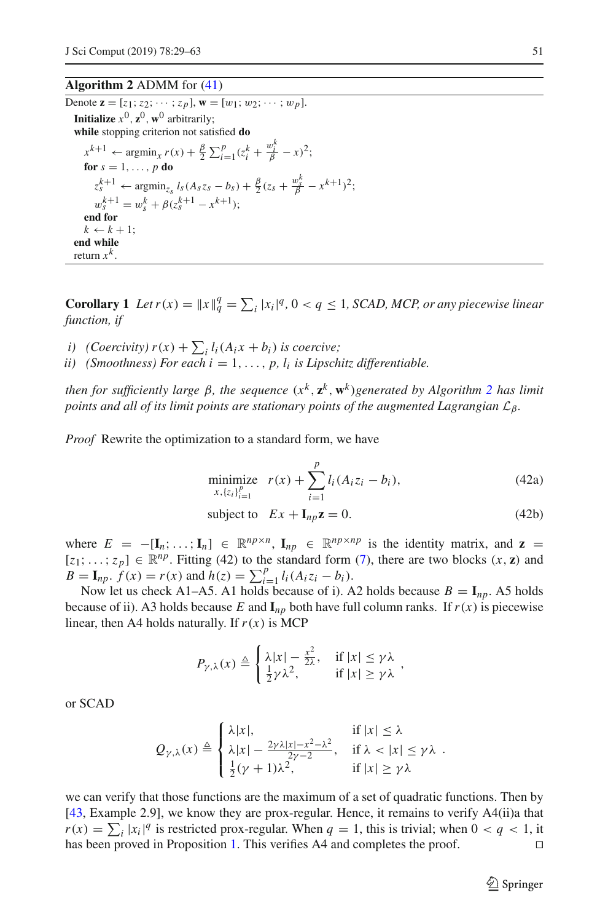**Algorithm 2** ADMM for (41)

```
Denote z = [z_1; z_2; ··· ; z_p], w = [w_1; w_2; ··· ; w_p].
Initialize x^0, z^0, w^0 arbitrarily;
while stopping criterion not satisfied do
    x^{k+1} ← argmin_x r(x) + (β/2) Σ_{i=1}^p (z_i^k + w_i^k/β − x)^2;
    for s = 1, ..., p do
        z_s^{k+1} ← argmin_{z_s} l_s(A_s z_s − b_s) + (β/2)(z_s + w_s^k/β − x^{k+1})^2;
        w_s^{k+1} = w_s^k + β(z_s^{k+1} − x^{k+1});
    end for
    k ← k + 1;
end while
return x^k.
```

**Corollary 1** *Let $r(x) = \|x\|_q^q = \sum_i |x_i|^q$, $0 < q \le 1$, SCAD, MCP, or any piecewise linear function, if*

*i) (Coercivity) $r(x) + \sum_i l_i(A_i x + b_i)$ is coercive;*
*ii) (Smoothness) For each $i = 1, \dots, p$, $l_i$ is Lipschitz differentiable.*

*then for sufficiently large $\beta$, the sequence $(x^k, \mathbf{z}^k, \mathbf{w}^k)$generated by Algorithm 2 has limit points and all of its limit points are stationary points of the augmented Lagrangian $\mathcal{L}_\beta$.*

*Proof* Rewrite the optimization to a standard form, we have

$$\underset{x, \{z_i\}_{i=1}^p}{\text{minimize}} \quad r(x) + \sum_{i=1}^p l_i(A_i z_i - b_i), \tag{42a}$$

$$\text{subject to} \quad Ex + \mathbf{I}_{np}\mathbf{z} = 0. \tag{42b}$$

where $E = -[\mathbf{I}_n; \dots; \mathbf{I}_n] \in \mathbb{R}^{np\times n}$, $\mathbf{I}_{np} \in \mathbb{R}^{np\times np}$ is the identity matrix, and $\mathbf{z} = [z_1; \dots; z_p] \in \mathbb{R}^{np}$. Fitting (42) to the standard form (7), there are two blocks $(x, \mathbf{z})$ and $B = \mathbf{I}_{np}$. $f(x) = r(x)$ and $h(z) = \sum_{i=1}^p l_i(A_i z_i - b_i)$.

Now let us check A1–A5. A1 holds because of i). A2 holds because $B = \mathbf{I}_{np}$. A5 holds because of ii). A3 holds because $E$ and $\mathbf{I}_{np}$ both have full column ranks. If $r(x)$ is piecewise linear, then A4 holds naturally. If $r(x)$ is MCP

$$P_{\gamma,\lambda}(x) \triangleq \begin{cases} \lambda|x| - \frac{x^2}{2\lambda}, & \text{if } |x| \le \gamma\lambda \\ \frac{1}{2}\gamma\lambda^2, & \text{if } |x| \ge \gamma\lambda \end{cases},$$

or SCAD

$$Q_{\gamma,\lambda}(x) \triangleq \begin{cases} \lambda|x|, & \text{if } |x| \le \lambda \\ \lambda|x| - \frac{2\gamma\lambda|x| - x^2 - \lambda^2}{2\gamma - 2}, & \text{if } \lambda < |x| \le \gamma\lambda \\ \frac{1}{2}(\gamma+1)\lambda^2, & \text{if } |x| \ge \gamma\lambda \end{cases}.$$

we can verify that those functions are the maximum of a set of quadratic functions. Then by [43, Example 2.9], we know they are prox-regular. Hence, it remains to verify A4(ii)a that $r(x) = \sum_i |x_i|^q$ is restricted prox-regular. When $q = 1$, this is trivial; when $0 < q < 1$, it has been proved in Proposition 1. This verifies A4 and completes the proof. □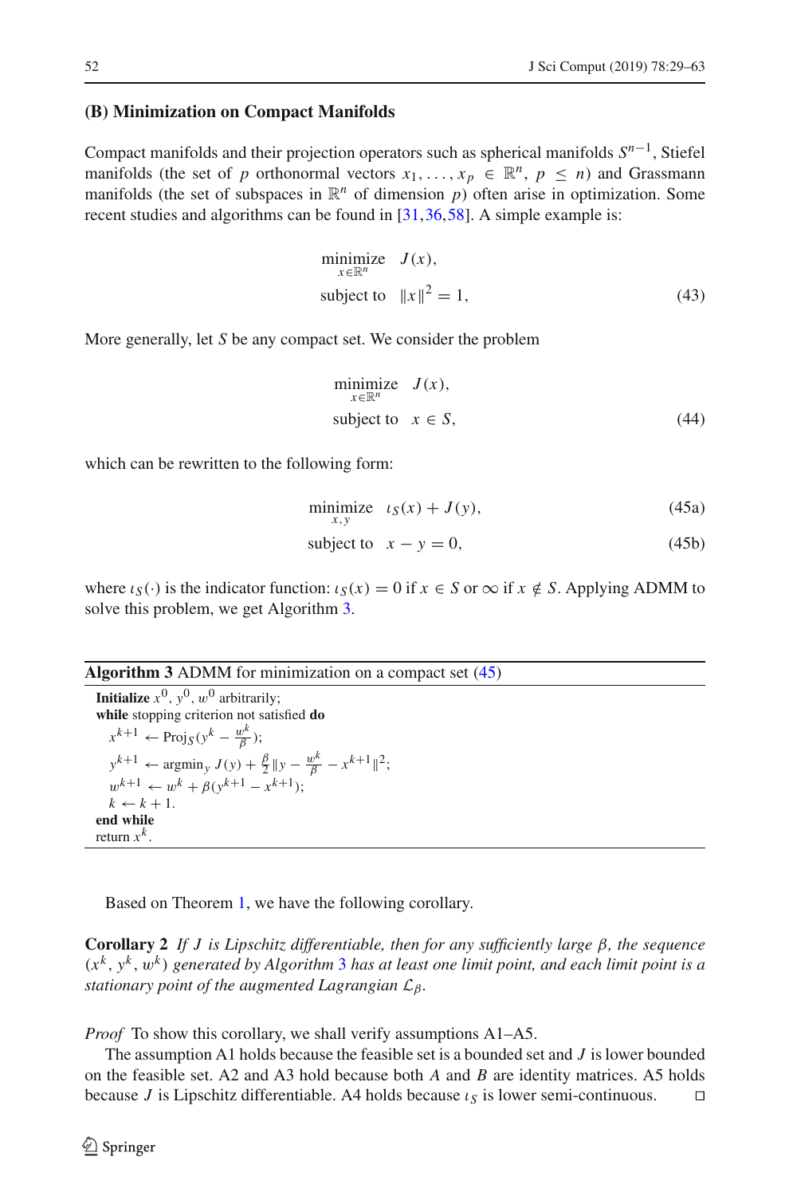### (B) Minimization on Compact Manifolds

Compact manifolds and their projection operators such as spherical manifolds $S^{n-1}$, Stiefel manifolds (the set of $p$ orthonormal vectors $x_1, \ldots, x_p \in \mathbb{R}^n$, $p \leq n$) and Grassmann manifolds (the set of subspaces in $\mathbb{R}^n$ of dimension $p$) often arise in optimization. Some recent studies and algorithms can be found in [31,36,58]. A simple example is:

$$\begin{aligned}
&\underset{x \in \mathbb{R}^n}{\text{minimize}} \quad J(x), \\
&\text{subject to} \quad \|x\|^2 = 1,
\end{aligned} \tag{43}$$

More generally, let $S$ be any compact set. We consider the problem

$$\begin{aligned}
&\underset{x \in \mathbb{R}^n}{\text{minimize}} \quad J(x), \\
&\text{subject to} \quad x \in S,
\end{aligned} \tag{44}$$

which can be rewritten to the following form:

$$\underset{x,y}{\text{minimize}} \quad \iota_S(x) + J(y), \tag{45a}$$

$$\text{subject to} \quad x - y = 0, \tag{45b}$$

where $\iota_S(\cdot)$ is the indicator function: $\iota_S(x) = 0$ if $x \in S$ or $\infty$ if $x \notin S$. Applying ADMM to solve this problem, we get Algorithm 3.

**Algorithm 3** ADMM for minimization on a compact set (45)

**Initialize** $x^0, y^0, w^0$ arbitrarily;
**while** stopping criterion not satisfied **do**
  $x^{k+1} \leftarrow \text{Proj}_S(y^k - \frac{w^k}{\beta})$;
  $y^{k+1} \leftarrow \text{argmin}_y \, J(y) + \frac{\beta}{2}\|y - \frac{w^k}{\beta} - x^{k+1}\|^2$;
  $w^{k+1} \leftarrow w^k + \beta(y^{k+1} - x^{k+1})$;
  $k \leftarrow k + 1$.
**end while**
return $x^k$.

Based on Theorem 1, we have the following corollary.

**Corollary 2** *If $J$ is Lipschitz differentiable, then for any sufficiently large $\beta$, the sequence $(x^k, y^k, w^k)$ generated by Algorithm 3 has at least one limit point, and each limit point is a stationary point of the augmented Lagrangian $\mathcal{L}_\beta$.*

*Proof* To show this corollary, we shall verify assumptions A1–A5.

The assumption A1 holds because the feasible set is a bounded set and $J$ is lower bounded on the feasible set. A2 and A3 hold because both $A$ and $B$ are identity matrices. A5 holds because $J$ is Lipschitz differentiable. A4 holds because $\iota_S$ is lower semi-continuous. □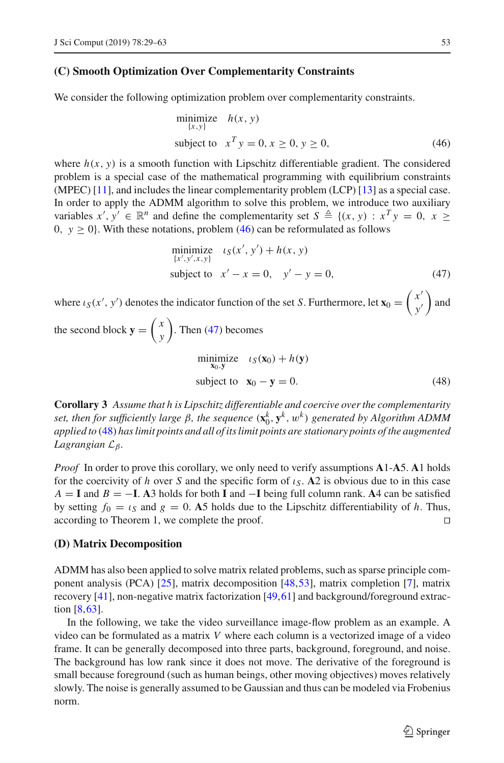### (C) Smooth Optimization Over Complementarity Constraints

We consider the following optimization problem over complementarity constraints.

$$\begin{aligned} &\underset{\{x,y\}}{\text{minimize}} \quad h(x, y) \\ &\text{subject to} \quad x^T y = 0, x \geq 0, y \geq 0, \end{aligned} \tag{46}$$

where $h(x, y)$ is a smooth function with Lipschitz differentiable gradient. The considered problem is a special case of the mathematical programming with equilibrium constraints (MPEC) [11], and includes the linear complementarity problem (LCP) [13] as a special case. In order to apply the ADMM algorithm to solve this problem, we introduce two auxiliary variables $x', y' \in \mathbb{R}^n$ and define the complementarity set $S \triangleq \{(x, y) : x^T y = 0, \; x \geq 0, \; y \geq 0\}$. With these notations, problem (46) can be reformulated as follows

$$\begin{aligned} &\underset{\{x',y',x,y\}}{\text{minimize}} \quad \iota_S(x', y') + h(x, y) \\ &\text{subject to} \quad x' - x = 0, \quad y' - y = 0, \end{aligned} \tag{47}$$

where $\iota_S(x', y')$ denotes the indicator function of the set $S$. Furthermore, let $\mathbf{x}_0 = \begin{pmatrix} x' \\ y' \end{pmatrix}$ and the second block $\mathbf{y} = \begin{pmatrix} x \\ y \end{pmatrix}$. Then (47) becomes

$$\begin{aligned} &\underset{\mathbf{x}_0, \mathbf{y}}{\text{minimize}} \quad \iota_S(\mathbf{x}_0) + h(\mathbf{y}) \\ &\text{subject to} \quad \mathbf{x}_0 - \mathbf{y} = 0. \end{aligned} \tag{48}$$

**Corollary 3** *Assume that $h$ is Lipschitz differentiable and coercive over the complementarity set, then for sufficiently large $\beta$, the sequence $(\mathbf{x}_0^k, \mathbf{y}^k, w^k)$ generated by Algorithm ADMM applied to (48) has limit points and all of its limit points are stationary points of the augmented Lagrangian $\mathcal{L}_\beta$.*

*Proof* In order to prove this corollary, we only need to verify assumptions **A**1-**A**5. **A**1 holds for the coercivity of $h$ over $S$ and the specific form of $\iota_S$. **A**2 is obvious due to in this case $A = \mathbf{I}$ and $B = -\mathbf{I}$. **A**3 holds for both $\mathbf{I}$ and $-\mathbf{I}$ being full column rank. **A**4 can be satisfied by setting $f_0 = \iota_S$ and $g = 0$. **A**5 holds due to the Lipschitz differentiability of $h$. Thus, according to Theorem 1, we complete the proof. □

### (D) Matrix Decomposition

ADMM has also been applied to solve matrix related problems, such as sparse principle component analysis (PCA) [25], matrix decomposition [48,53], matrix completion [7], matrix recovery [41], non-negative matrix factorization [49,61] and background/foreground extraction [8,63].

In the following, we take the video surveillance image-flow problem as an example. A video can be formulated as a matrix $V$ where each column is a vectorized image of a video frame. It can be generally decomposed into three parts, background, foreground, and noise. The background has low rank since it does not move. The derivative of the foreground is small because foreground (such as human beings, other moving objectives) moves relatively slowly. The noise is generally assumed to be Gaussian and thus can be modeled via Frobenius norm.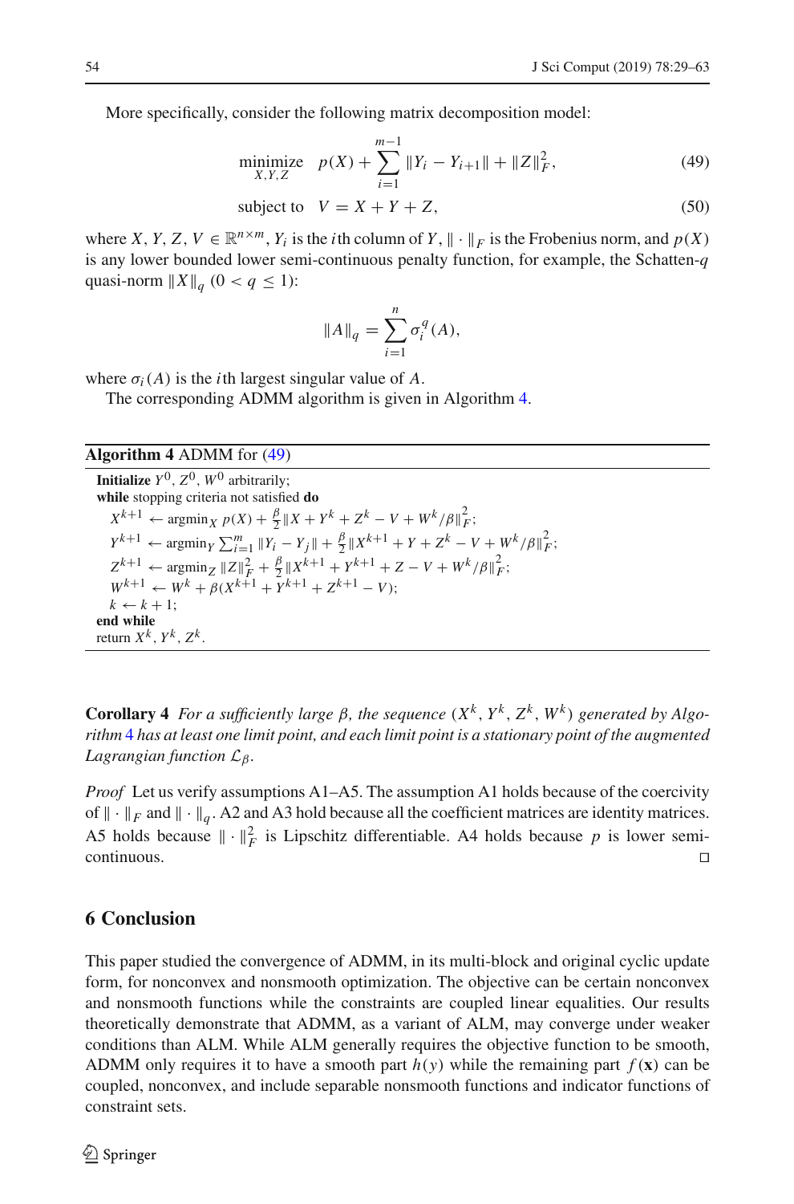More specifically, consider the following matrix decomposition model:

$$\underset{X,Y,Z}{\text{minimize}} \quad p(X) + \sum_{i=1}^{m-1} \|Y_i - Y_{i+1}\| + \|Z\|_F^2, \tag{49}$$

$$\text{subject to} \quad V = X + Y + Z, \tag{50}$$

where $X, Y, Z, V \in \mathbb{R}^{n \times m}$, $Y_i$ is the $i$th column of $Y$, $\|\cdot\|_F$ is the Frobenius norm, and $p(X)$ is any lower bounded lower semi-continuous penalty function, for example, the Schatten-$q$ quasi-norm $\|X\|_q$ $(0 < q \leq 1)$:

$$\|A\|_q = \sum_{i=1}^{n} \sigma_i^q(A),$$

where $\sigma_i(A)$ is the $i$th largest singular value of $A$.

The corresponding ADMM algorithm is given in Algorithm 4.

**Algorithm 4** ADMM for (49)

**Initialize** $Y^0, Z^0, W^0$ arbitrarily;
**while** stopping criteria not satisfied **do**
  $X^{k+1} \leftarrow \text{argmin}_X \; p(X) + \frac{\beta}{2}\|X + Y^k + Z^k - V + W^k/\beta\|_F^2$;
  $Y^{k+1} \leftarrow \text{argmin}_Y \; \sum_{i=1}^m \|Y_i - Y_j\| + \frac{\beta}{2}\|X^{k+1} + Y + Z^k - V + W^k/\beta\|_F^2$;
  $Z^{k+1} \leftarrow \text{argmin}_Z \; \|Z\|_F^2 + \frac{\beta}{2}\|X^{k+1} + Y^{k+1} + Z - V + W^k/\beta\|_F^2$;
  $W^{k+1} \leftarrow W^k + \beta(X^{k+1} + Y^{k+1} + Z^{k+1} - V)$;
  $k \leftarrow k + 1$;
**end while**
return $X^k, Y^k, Z^k$.

**Corollary 4** *For a sufficiently large $\beta$, the sequence $(X^k, Y^k, Z^k, W^k)$ generated by Algorithm 4 has at least one limit point, and each limit point is a stationary point of the augmented Lagrangian function $\mathcal{L}_\beta$.*

*Proof* Let us verify assumptions A1–A5. The assumption A1 holds because of the coercivity of $\|\cdot\|_F$ and $\|\cdot\|_q$. A2 and A3 hold because all the coefficient matrices are identity matrices. A5 holds because $\|\cdot\|_F^2$ is Lipschitz differentiable. A4 holds because $p$ is lower semi-continuous. □

## 6 Conclusion

This paper studied the convergence of ADMM, in its multi-block and original cyclic update form, for nonconvex and nonsmooth optimization. The objective can be certain nonconvex and nonsmooth functions while the constraints are coupled linear equalities. Our results theoretically demonstrate that ADMM, as a variant of ALM, may converge under weaker conditions than ALM. While ALM generally requires the objective function to be smooth, ADMM only requires it to have a smooth part $h(y)$ while the remaining part $f(\mathbf{x})$ can be coupled, nonconvex, and include separable nonsmooth functions and indicator functions of constraint sets.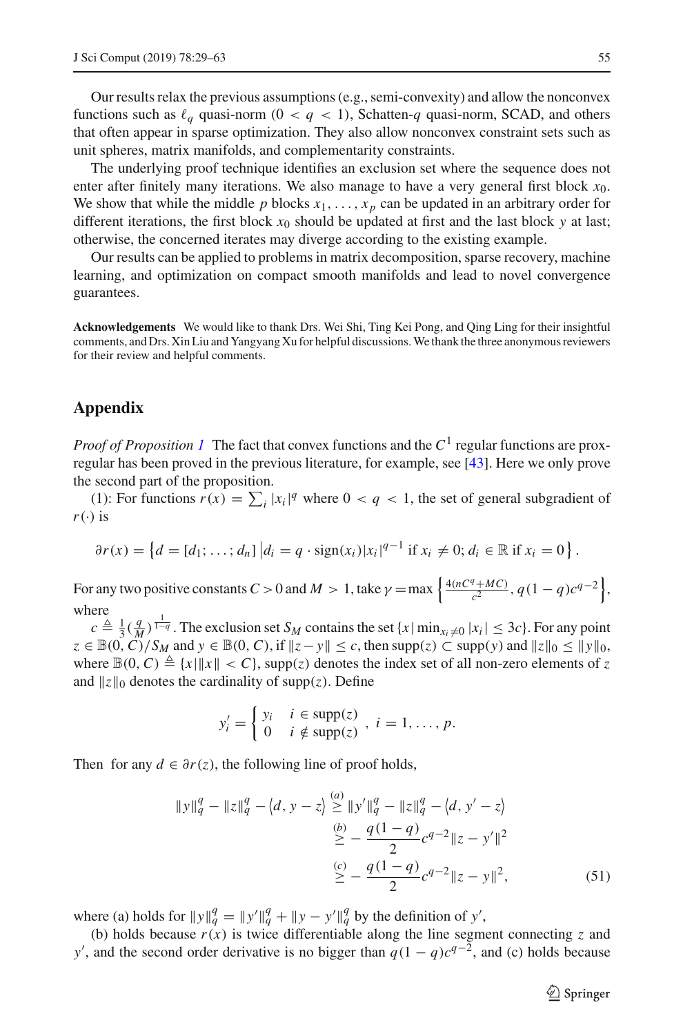Our results relax the previous assumptions (e.g., semi-convexity) and allow the nonconvex functions such as $\ell_q$ quasi-norm ($0 < q < 1$), Schatten-$q$ quasi-norm, SCAD, and others that often appear in sparse optimization. They also allow nonconvex constraint sets such as unit spheres, matrix manifolds, and complementarity constraints.

The underlying proof technique identifies an exclusion set where the sequence does not enter after finitely many iterations. We also manage to have a very general first block $x_0$. We show that while the middle $p$ blocks $x_1, \ldots, x_p$ can be updated in an arbitrary order for different iterations, the first block $x_0$ should be updated at first and the last block $y$ at last; otherwise, the concerned iterates may diverge according to the existing example.

Our results can be applied to problems in matrix decomposition, sparse recovery, machine learning, and optimization on compact smooth manifolds and lead to novel convergence guarantees.

**Acknowledgements** We would like to thank Drs. Wei Shi, Ting Kei Pong, and Qing Ling for their insightful comments, and Drs. Xin Liu and Yangyang Xu for helpful discussions. We thank the three anonymous reviewers for their review and helpful comments.

## Appendix

*Proof of Proposition 1* The fact that convex functions and the $C^1$ regular functions are prox-regular has been proved in the previous literature, for example, see [43]. Here we only prove the second part of the proposition.

(1): For functions $r(x) = \sum_i |x_i|^q$ where $0 < q < 1$, the set of general subgradient of $r(\cdot)$ is

$$\partial r(x) = \left\{ d = [d_1; \ldots; d_n] \,\middle|\, d_i = q \cdot \mathrm{sign}(x_i)|x_i|^{q-1} \text{ if } x_i \neq 0;\, d_i \in \mathbb{R} \text{ if } x_i = 0 \right\}.$$

For any two positive constants $C > 0$ and $M > 1$, take $\gamma = \max\left\{ \frac{4(nC^q + MC)}{c^2}, q(1-q)c^{q-2} \right\}$, where $c \triangleq \frac{1}{3}(\frac{q}{M})^{\frac{1}{1-q}}$. The exclusion set $S_M$ contains the set $\{x \,|\, \min_{x_i \neq 0} |x_i| \le 3c\}$. For any point $z \in \mathbb{B}(0, C)/S_M$ and $y \in \mathbb{B}(0, C)$, if $\|z - y\| \le c$, then $\mathrm{supp}(z) \subset \mathrm{supp}(y)$ and $\|z\|_0 \le \|y\|_0$, where $\mathbb{B}(0, C) \triangleq \{x | \|x\| < C\}$, $\mathrm{supp}(z)$ denotes the index set of all non-zero elements of $z$ and $\|z\|_0$ denotes the cardinality of $\mathrm{supp}(z)$. Define

$$y'_i = \begin{cases} y_i & i \in \mathrm{supp}(z) \\ 0 & i \notin \mathrm{supp}(z) \end{cases}, \; i = 1, \ldots, p.$$

Then for any $d \in \partial r(z)$, the following line of proof holds,

$$\begin{aligned} \|y\|_q^q - \|z\|_q^q - \langle d, y - z \rangle &\overset{(a)}{\ge} \|y'\|_q^q - \|z\|_q^q - \langle d, y' - z \rangle \\ &\overset{(b)}{\ge} -\frac{q(1-q)}{2} c^{q-2} \|z - y'\|^2 \\ &\overset{(c)}{\ge} -\frac{q(1-q)}{2} c^{q-2} \|z - y\|^2, \end{aligned} \tag{51}$$

where (a) holds for $\|y\|_q^q = \|y'\|_q^q + \|y - y'\|_q^q$ by the definition of $y'$,

(b) holds because $r(x)$ is twice differentiable along the line segment connecting $z$ and $y'$, and the second order derivative is no bigger than $q(1-q)c^{q-2}$, and (c) holds because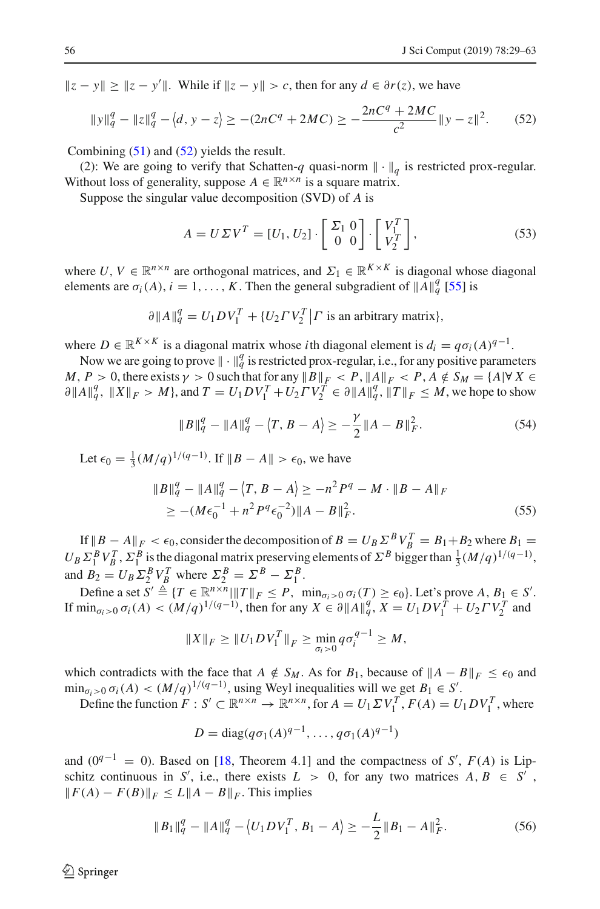$\|z - y\| \geq \|z - y'\|$. While if $\|z - y\| > c$, then for any $d \in \partial r(z)$, we have

$$\|y\|_q^q - \|z\|_q^q - \langle d, y - z \rangle \geq -(2nC^q + 2MC) \geq -\frac{2nC^q + 2MC}{c^2}\|y - z\|^2. \tag{52}$$

Combining (51) and (52) yields the result.

(2): We are going to verify that Schatten-$q$ quasi-norm $\|\cdot\|_q$ is restricted prox-regular. Without loss of generality, suppose $A \in \mathbb{R}^{n\times n}$ is a square matrix.

Suppose the singular value decomposition (SVD) of $A$ is

$$A = U\Sigma V^T = [U_1, U_2] \cdot \begin{bmatrix} \Sigma_1 & 0 \\ 0 & 0 \end{bmatrix} \cdot \begin{bmatrix} V_1^T \\ V_2^T \end{bmatrix}, \tag{53}$$

where $U, V \in \mathbb{R}^{n\times n}$ are orthogonal matrices, and $\Sigma_1 \in \mathbb{R}^{K\times K}$ is diagonal whose diagonal elements are $\sigma_i(A)$, $i = 1, \ldots, K$. Then the general subgradient of $\|A\|_q^q$ [55] is

$$\partial\|A\|_q^q = U_1 D V_1^T + \{U_2 \Gamma V_2^T \,|\, \Gamma \text{ is an arbitrary matrix}\},$$

where $D \in \mathbb{R}^{K\times K}$ is a diagonal matrix whose $i$th diagonal element is $d_i = q\sigma_i(A)^{q-1}$.

Now we are going to prove $\|\cdot\|_q^q$ is restricted prox-regular, i.e., for any positive parameters $M, P > 0$, there exists $\gamma > 0$ such that for any $\|B\|_F < P$, $\|A\|_F < P$, $A \notin S_M = \{A | \forall X \in \partial\|A\|_q^q,\ \|X\|_F > M\}$, and $T = U_1 D V_1^T + U_2 \Gamma V_2^T \in \partial\|A\|_q^q$, $\|T\|_F \leq M$, we hope to show

$$\|B\|_q^q - \|A\|_q^q - \langle T, B - A \rangle \geq -\frac{\gamma}{2}\|A - B\|_F^2. \tag{54}$$

Let $\epsilon_0 = \frac{1}{3}(M/q)^{1/(q-1)}$. If $\|B - A\| > \epsilon_0$, we have

$$\begin{aligned} \|B\|_q^q - \|A\|_q^q - \langle T, B - A \rangle &\geq -n^2 P^q - M \cdot \|B - A\|_F \\ &\geq -(M\epsilon_0^{-1} + n^2 P^q \epsilon_0^{-2})\|A - B\|_F^2. \end{aligned} \tag{55}$$

If $\|B - A\|_F < \epsilon_0$, consider the decomposition of $B = U_B \Sigma^B V_B^T = B_1 + B_2$ where $B_1 = U_B \Sigma_1^B V_B^T$, $\Sigma_1^B$ is the diagonal matrix preserving elements of $\Sigma^B$ bigger than $\frac{1}{3}(M/q)^{1/(q-1)}$, and $B_2 = U_B \Sigma_2^B V_B^T$ where $\Sigma_2^B = \Sigma^B - \Sigma_1^B$.

Define a set $S' \triangleq \{T \in \mathbb{R}^{n\times n} | \|T\|_F \leq P,\ \min_{\sigma_i > 0} \sigma_i(T) \geq \epsilon_0\}$. Let's prove $A, B_1 \in S'$. If $\min_{\sigma_i > 0} \sigma_i(A) < (M/q)^{1/(q-1)}$, then for any $X \in \partial\|A\|_q^q$, $X = U_1 D V_1^T + U_2 \Gamma V_2^T$ and

$$\|X\|_F \geq \|U_1 D V_1^T\|_F \geq \min_{\sigma_i > 0} q\sigma_i^{q-1} \geq M,$$

which contradicts with the face that $A \notin S_M$. As for $B_1$, because of $\|A - B\|_F \leq \epsilon_0$ and $\min_{\sigma_i > 0} \sigma_i(A) < (M/q)^{1/(q-1)}$, using Weyl inequalities will we get $B_1 \in S'$.

Define the function $F : S' \subset \mathbb{R}^{n\times n} \to \mathbb{R}^{n\times n}$, for $A = U_1 \Sigma V_1^T$, $F(A) = U_1 D V_1^T$, where

$$D = \operatorname{diag}(q\sigma_1(A)^{q-1}, \ldots, q\sigma_1(A)^{q-1})$$

and ($0^{q-1} = 0$). Based on [18, Theorem 4.1] and the compactness of $S'$, $F(A)$ is Lipschitz continuous in $S'$, i.e., there exists $L > 0$, for any two matrices $A, B \in S'$, $\|F(A) - F(B)\|_F \leq L\|A - B\|_F$. This implies

$$\|B_1\|_q^q - \|A\|_q^q - \langle U_1 D V_1^T, B_1 - A \rangle \geq -\frac{L}{2}\|B_1 - A\|_F^2. \tag{56}$$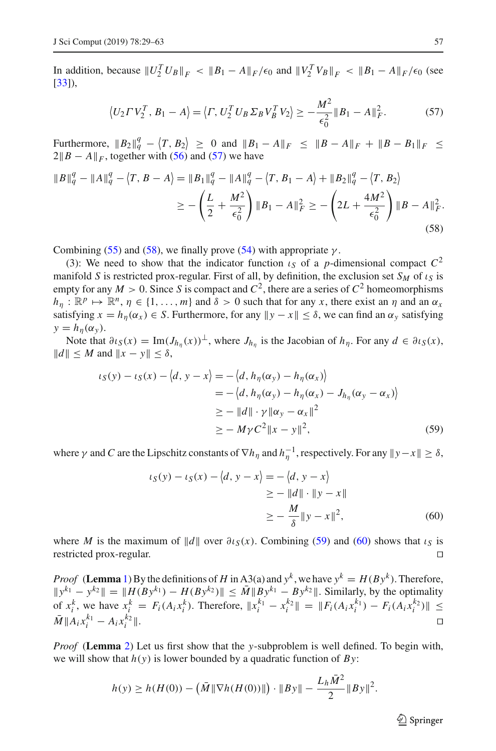In addition, because $\|U_2^T U_B\|_F < \|B_1 - A\|_F/\epsilon_0$ and $\|V_2^T V_B\|_F < \|B_1 - A\|_F/\epsilon_0$ (see [33]),

$$\langle U_2 \Gamma V_2^T, B_1 - A \rangle = \langle \Gamma, U_2^T U_B \Sigma_B V_B^T V_2 \rangle \geq -\frac{M^2}{\epsilon_0^2} \|B_1 - A\|_F^2. \tag{57}$$

Furthermore, $\|B_2\|_q^q - \langle T, B_2 \rangle \geq 0$ and $\|B_1 - A\|_F \leq \|B - A\|_F + \|B - B_1\|_F \leq 2\|B - A\|_F$, together with (56) and (57) we have

$$\begin{aligned}
\|B\|_q^q - \|A\|_q^q - \langle T, B - A \rangle &= \|B_1\|_q^q - \|A\|_q^q - \langle T, B_1 - A \rangle + \|B_2\|_q^q - \langle T, B_2 \rangle \\
&\geq -\left(\frac{L}{2} + \frac{M^2}{\epsilon_0^2}\right) \|B_1 - A\|_F^2 \geq -\left(2L + \frac{4M^2}{\epsilon_0^2}\right) \|B - A\|_F^2.
\end{aligned} \tag{58}$$

Combining (55) and (58), we finally prove (54) with appropriate $\gamma$.

(3): We need to show that the indicator function $\iota_S$ of a $p$-dimensional compact $C^2$ manifold $S$ is restricted prox-regular. First of all, by definition, the exclusion set $S_M$ of $\iota_S$ is empty for any $M > 0$. Since $S$ is compact and $C^2$, there are a series of $C^2$ homeomorphisms $h_\eta : \mathbb{R}^p \mapsto \mathbb{R}^n$, $\eta \in \{1, \ldots, m\}$ and $\delta > 0$ such that for any $x$, there exist an $\eta$ and an $\alpha_x$ satisfying $x = h_\eta(\alpha_x) \in S$. Furthermore, for any $\|y - x\| \leq \delta$, we can find an $\alpha_y$ satisfying $y = h_\eta(\alpha_y)$.

Note that $\partial \iota_S(x) = \mathrm{Im}(J_{h_\eta}(x))^\perp$, where $J_{h_\eta}$ is the Jacobian of $h_\eta$. For any $d \in \partial \iota_S(x)$, $\|d\| \leq M$ and $\|x - y\| \leq \delta$,

$$\begin{aligned}
\iota_S(y) - \iota_S(x) - \langle d, y - x \rangle &= -\langle d, h_\eta(\alpha_y) - h_\eta(\alpha_x) \rangle \\
&= -\langle d, h_\eta(\alpha_y) - h_\eta(\alpha_x) - J_{h_\eta}(\alpha_y - \alpha_x) \rangle \\
&\geq -\|d\| \cdot \gamma \|\alpha_y - \alpha_x\|^2 \\
&\geq -M\gamma C^2 \|x - y\|^2,
\end{aligned} \tag{59}$$

where $\gamma$ and $C$ are the Lipschitz constants of $\nabla h_\eta$ and $h_\eta^{-1}$, respectively. For any $\|y - x\| \geq \delta$,

$$\begin{aligned}
\iota_S(y) - \iota_S(x) - \langle d, y - x \rangle &= -\langle d, y - x \rangle \\
&\geq -\|d\| \cdot \|y - x\| \\
&\geq -\frac{M}{\delta} \|y - x\|^2,
\end{aligned} \tag{60}$$

where $M$ is the maximum of $\|d\|$ over $\partial \iota_S(x)$. Combining (59) and (60) shows that $\iota_S$ is restricted prox-regular. □

*Proof* (**Lemma** 1) By the definitions of $H$ in A3(a) and $y^k$, we have $y^k = H(By^k)$. Therefore, $\|y^{k_1} - y^{k_2}\| = \|H(By^{k_1}) - H(By^{k_2})\| \leq \bar{M} \|By^{k_1} - By^{k_2}\|$. Similarly, by the optimality of $x_i^k$, we have $x_i^k = F_i(A_i x_i^k)$. Therefore, $\|x_i^{k_1} - x_i^{k_2}\| = \|F_i(A_i x_i^{k_1}) - F_i(A_i x_i^{k_2})\| \leq \bar{M} \|A_i x_i^{k_1} - A_i x_i^{k_2}\|$. □

*Proof* (**Lemma** 2) Let us first show that the $y$-subproblem is well defined. To begin with, we will show that $h(y)$ is lower bounded by a quadratic function of $By$:

$$h(y) \geq h(H(0)) - \left(\bar{M} \|\nabla h(H(0))\|\right) \cdot \|By\| - \frac{L_h \bar{M}^2}{2} \|By\|^2.$$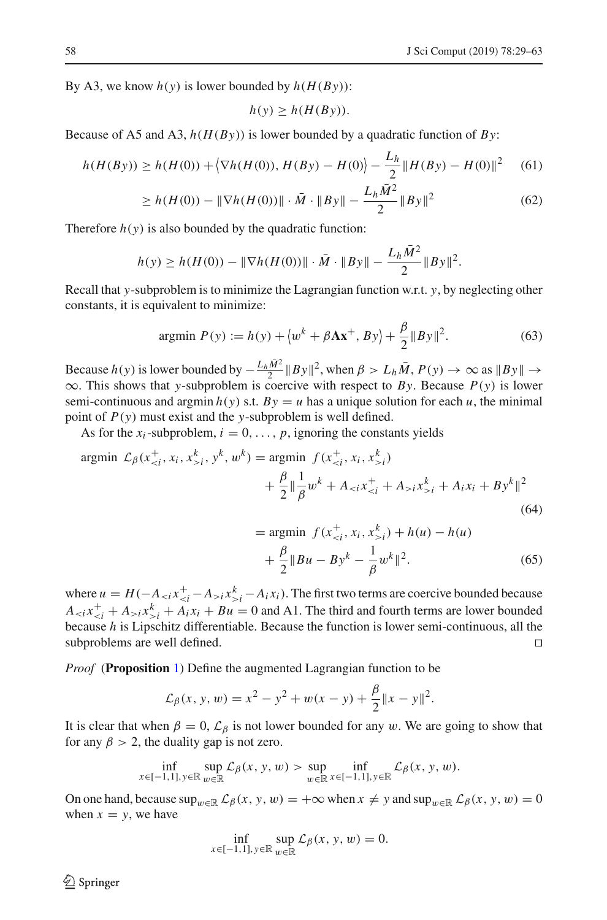By A3, we know $h(y)$ is lower bounded by $h(H(By))$:

$$h(y) \geq h(H(By)).$$

Because of A5 and A3, $h(H(By))$ is lower bounded by a quadratic function of $By$:

$$h(H(By)) \geq h(H(0)) + \langle \nabla h(H(0)), H(By) - H(0) \rangle - \frac{L_h}{2} \|H(By) - H(0)\|^2 \tag{61}$$

$$\geq h(H(0)) - \|\nabla h(H(0))\| \cdot \bar{M} \cdot \|By\| - \frac{L_h \bar{M}^2}{2} \|By\|^2 \tag{62}$$

Therefore $h(y)$ is also bounded by the quadratic function:

$$h(y) \geq h(H(0)) - \|\nabla h(H(0))\| \cdot \bar{M} \cdot \|By\| - \frac{L_h \bar{M}^2}{2} \|By\|^2.$$

Recall that $y$-subproblem is to minimize the Lagrangian function w.r.t. $y$, by neglecting other constants, it is equivalent to minimize:

$$\operatorname{argmin}\ P(y) := h(y) + \langle w^k + \beta \mathbf{A} \mathbf{x}^+, By \rangle + \frac{\beta}{2} \|By\|^2. \tag{63}$$

Because $h(y)$ is lower bounded by $-\frac{L_h \bar{M}^2}{2} \|By\|^2$, when $\beta > L_h \bar{M}$, $P(y) \to \infty$ as $\|By\| \to \infty$. This shows that $y$-subproblem is coercive with respect to $By$. Because $P(y)$ is lower semi-continuous and $\operatorname{argmin} h(y)$ s.t. $By = u$ has a unique solution for each $u$, the minimal point of $P(y)$ must exist and the $y$-subproblem is well defined.

As for the $x_i$-subproblem, $i = 0, \ldots, p$, ignoring the constants yields

$$\begin{aligned}\operatorname{argmin}\ \mathcal{L}_\beta(x_{<i}^+, x_i, x_{>i}^k, y^k, w^k) &= \operatorname{argmin}\ f(x_{<i}^+, x_i, x_{>i}^k) \\ &\quad + \frac{\beta}{2} \left\| \frac{1}{\beta} w^k + A_{<i} x_{<i}^+ + A_{>i} x_{>i}^k + A_i x_i + By^k \right\|^2 \end{aligned} \tag{64}$$

$$\begin{aligned} &= \operatorname{argmin}\ f(x_{<i}^+, x_i, x_{>i}^k) + h(u) - h(u) \\ &\quad + \frac{\beta}{2} \left\| Bu - By^k - \frac{1}{\beta} w^k \right\|^2. \end{aligned} \tag{65}$$

where $u = H(-A_{<i} x_{<i}^+ - A_{>i} x_{>i}^k - A_i x_i)$. The first two terms are coercive bounded because $A_{<i} x_{<i}^+ + A_{>i} x_{>i}^k + A_i x_i + Bu = 0$ and A1. The third and fourth terms are lower bounded because $h$ is Lipschitz differentiable. Because the function is lower semi-continuous, all the subproblems are well defined. □

*Proof* (**Proposition** 1) Define the augmented Lagrangian function to be

$$\mathcal{L}_\beta(x, y, w) = x^2 - y^2 + w(x - y) + \frac{\beta}{2} \|x - y\|^2.$$

It is clear that when $\beta = 0$, $\mathcal{L}_\beta$ is not lower bounded for any $w$. We are going to show that for any $\beta > 2$, the duality gap is not zero.

$$\inf_{x \in [-1,1], y \in \mathbb{R}} \sup_{w \in \mathbb{R}} \mathcal{L}_\beta(x, y, w) > \sup_{w \in \mathbb{R}} \inf_{x \in [-1,1], y \in \mathbb{R}} \mathcal{L}_\beta(x, y, w).$$

On one hand, because $\sup_{w \in \mathbb{R}} \mathcal{L}_\beta(x, y, w) = +\infty$ when $x \neq y$ and $\sup_{w \in \mathbb{R}} \mathcal{L}_\beta(x, y, w) = 0$ when $x = y$, we have

$$\inf_{x \in [-1,1], y \in \mathbb{R}} \sup_{w \in \mathbb{R}} \mathcal{L}_\beta(x, y, w) = 0.$$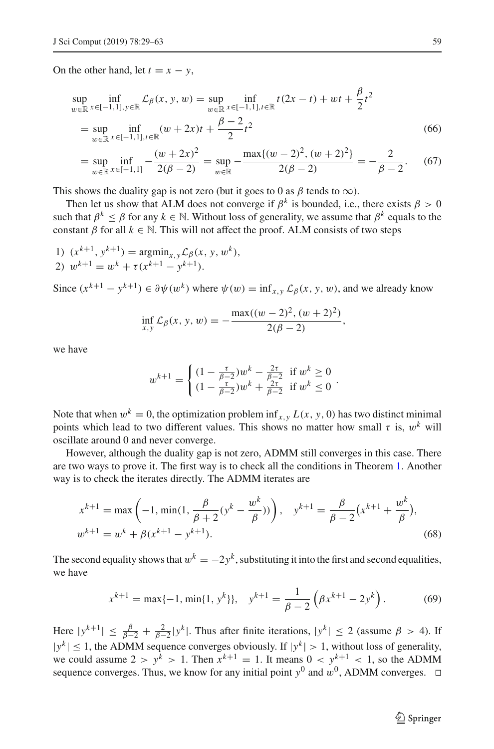On the other hand, let $t = x - y$,

$$
\begin{aligned}
\sup_{w\in\mathbb{R}} \inf_{x\in[-1,1], y\in\mathbb{R}} \mathcal{L}_\beta(x, y, w) &= \sup_{w\in\mathbb{R}} \inf_{x\in[-1,1], t\in\mathbb{R}} t(2x - t) + wt + \frac{\beta}{2}t^2 \\
&= \sup_{w\in\mathbb{R}} \inf_{x\in[-1,1], t\in\mathbb{R}} (w + 2x)t + \frac{\beta - 2}{2}t^2 \qquad (66) \\
&= \sup_{w\in\mathbb{R}} \inf_{x\in[-1,1]} -\frac{(w + 2x)^2}{2(\beta - 2)} = \sup_{w\in\mathbb{R}} -\frac{\max\{(w - 2)^2, (w + 2)^2\}}{2(\beta - 2)} = -\frac{2}{\beta - 2}. \qquad (67)
\end{aligned}
$$

This shows the duality gap is not zero (but it goes to 0 as $\beta$ tends to $\infty$).

Then let us show that ALM does not converge if $\beta^k$ is bounded, i.e., there exists $\beta > 0$ such that $\beta^k \leq \beta$ for any $k \in \mathbb{N}$. Without loss of generality, we assume that $\beta^k$ equals to the constant $\beta$ for all $k \in \mathbb{N}$. This will not affect the proof. ALM consists of two steps

1) $(x^{k+1}, y^{k+1}) = \mathrm{argmin}_{x,y}\mathcal{L}_\beta(x, y, w^k)$,
2) $w^{k+1} = w^k + \tau(x^{k+1} - y^{k+1})$.

Since $(x^{k+1} - y^{k+1}) \in \partial\psi(w^k)$ where $\psi(w) = \inf_{x,y} \mathcal{L}_\beta(x, y, w)$, and we already know

$$
\inf_{x,y} \mathcal{L}_\beta(x, y, w) = -\frac{\max((w - 2)^2, (w + 2)^2)}{2(\beta - 2)},
$$

we have

$$
w^{k+1} = \begin{cases} (1 - \frac{\tau}{\beta-2})w^k - \frac{2\tau}{\beta-2} & \text{if } w^k \geq 0 \\ (1 - \frac{\tau}{\beta-2})w^k + \frac{2\tau}{\beta-2} & \text{if } w^k \leq 0 \end{cases}.
$$

Note that when $w^k = 0$, the optimization problem $\inf_{x,y} L(x, y, 0)$ has two distinct minimal points which lead to two different values. This shows no matter how small $\tau$ is, $w^k$ will oscillate around 0 and never converge.

However, although the duality gap is not zero, ADMM still converges in this case. There are two ways to prove it. The first way is to check all the conditions in Theorem 1. Another way is to check the iterates directly. The ADMM iterates are

$$
\begin{aligned}
&x^{k+1} = \max\left(-1, \min(1, \frac{\beta}{\beta + 2}(y^k - \frac{w^k}{\beta}))\right), \quad y^{k+1} = \frac{\beta}{\beta - 2}\big(x^{k+1} + \frac{w^k}{\beta}\big), \\
&w^{k+1} = w^k + \beta(x^{k+1} - y^{k+1}). \qquad (68)
\end{aligned}
$$

The second equality shows that $w^k = -2y^k$, substituting it into the first and second equalities, we have

$$
x^{k+1} = \max\{-1, \min\{1, y^k\}\}, \quad y^{k+1} = \frac{1}{\beta - 2}\left(\beta x^{k+1} - 2y^k\right). \qquad (69)
$$

Here $|y^{k+1}| \leq \frac{\beta}{\beta-2} + \frac{2}{\beta-2}|y^k|$. Thus after finite iterations, $|y^k| \leq 2$ (assume $\beta > 4$). If $|y^k| \leq 1$, the ADMM sequence converges obviously. If $|y^k| > 1$, without loss of generality, we could assume $2 > y^k > 1$. Then $x^{k+1} = 1$. It means $0 < y^{k+1} < 1$, so the ADMM sequence converges. Thus, we know for any initial point $y^0$ and $w^0$, ADMM converges. $\square$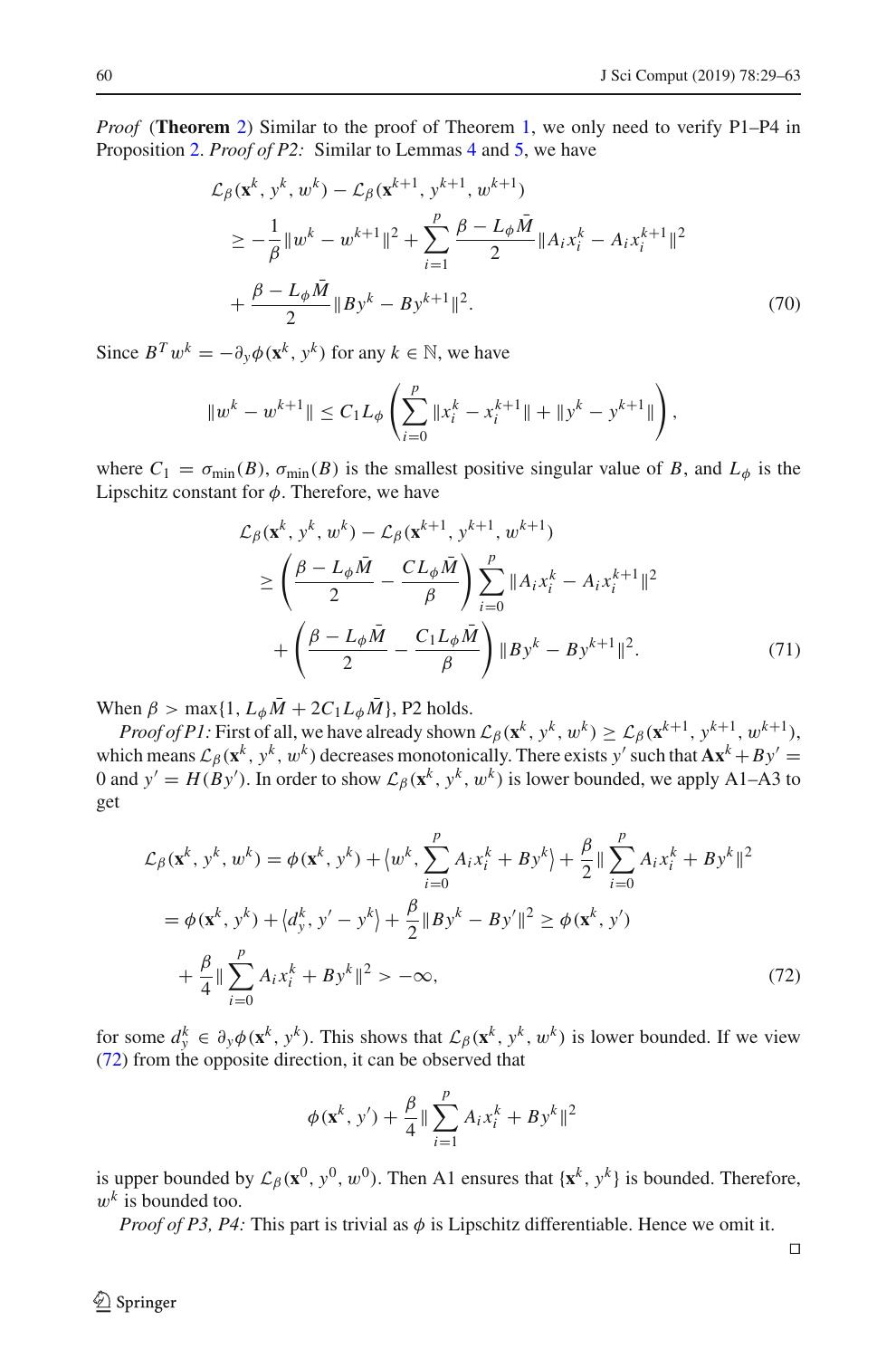*Proof* (**Theorem 2**) Similar to the proof of Theorem 1, we only need to verify P1–P4 in Proposition 2. *Proof of P2:* Similar to Lemmas 4 and 5, we have

$$
\begin{aligned}
&\mathcal{L}_\beta(\mathbf{x}^k, y^k, w^k) - \mathcal{L}_\beta(\mathbf{x}^{k+1}, y^{k+1}, w^{k+1}) \\
&\quad \geq -\frac{1}{\beta}\|w^k - w^{k+1}\|^2 + \sum_{i=1}^{p} \frac{\beta - L_\phi \bar{M}}{2}\|A_i x_i^k - A_i x_i^{k+1}\|^2 \\
&\quad + \frac{\beta - L_\phi \bar{M}}{2}\|By^k - By^{k+1}\|^2.
\end{aligned} \tag{70}
$$

Since $B^T w^k = -\partial_y \phi(\mathbf{x}^k, y^k)$ for any $k \in \mathbb{N}$, we have

$$
\|w^k - w^{k+1}\| \leq C_1 L_\phi \left( \sum_{i=0}^{p} \|x_i^k - x_i^{k+1}\| + \|y^k - y^{k+1}\| \right),
$$

where $C_1 = \sigma_{\min}(B)$, $\sigma_{\min}(B)$ is the smallest positive singular value of $B$, and $L_\phi$ is the Lipschitz constant for $\phi$. Therefore, we have

$$
\begin{aligned}
&\mathcal{L}_\beta(\mathbf{x}^k, y^k, w^k) - \mathcal{L}_\beta(\mathbf{x}^{k+1}, y^{k+1}, w^{k+1}) \\
&\quad \geq \left( \frac{\beta - L_\phi \bar{M}}{2} - \frac{C L_\phi \bar{M}}{\beta} \right) \sum_{i=0}^{p} \|A_i x_i^k - A_i x_i^{k+1}\|^2 \\
&\quad + \left( \frac{\beta - L_\phi \bar{M}}{2} - \frac{C_1 L_\phi \bar{M}}{\beta} \right) \|By^k - By^{k+1}\|^2.
\end{aligned} \tag{71}
$$

When $\beta > \max\{1, L_\phi \bar{M} + 2C_1 L_\phi \bar{M}\}$, P2 holds.

*Proof of P1:* First of all, we have already shown $\mathcal{L}_\beta(\mathbf{x}^k, y^k, w^k) \geq \mathcal{L}_\beta(\mathbf{x}^{k+1}, y^{k+1}, w^{k+1})$, which means $\mathcal{L}_\beta(\mathbf{x}^k, y^k, w^k)$ decreases monotonically. There exists $y'$ such that $\mathbf{A}\mathbf{x}^k + By' = 0$ and $y' = H(By')$. In order to show $\mathcal{L}_\beta(\mathbf{x}^k, y^k, w^k)$ is lower bounded, we apply A1–A3 to get

$$
\begin{aligned}
\mathcal{L}_\beta(\mathbf{x}^k, y^k, w^k) &= \phi(\mathbf{x}^k, y^k) + \left\langle w^k, \sum_{i=0}^{p} A_i x_i^k + By^k \right\rangle + \frac{\beta}{2}\|\sum_{i=0}^{p} A_i x_i^k + By^k\|^2 \\
&= \phi(\mathbf{x}^k, y^k) + \left\langle d_y^k, y' - y^k \right\rangle + \frac{\beta}{2}\|By^k - By'\|^2 \geq \phi(\mathbf{x}^k, y') \\
&+ \frac{\beta}{4}\|\sum_{i=0}^{p} A_i x_i^k + By^k\|^2 > -\infty,
\end{aligned} \tag{72}
$$

for some $d_y^k \in \partial_y \phi(\mathbf{x}^k, y^k)$. This shows that $\mathcal{L}_\beta(\mathbf{x}^k, y^k, w^k)$ is lower bounded. If we view (72) from the opposite direction, it can be observed that

$$
\phi(\mathbf{x}^k, y') + \frac{\beta}{4}\|\sum_{i=1}^{p} A_i x_i^k + By^k\|^2
$$

is upper bounded by $\mathcal{L}_\beta(\mathbf{x}^0, y^0, w^0)$. Then A1 ensures that $\{\mathbf{x}^k, y^k\}$ is bounded. Therefore, $w^k$ is bounded too.

*Proof of P3, P4:* This part is trivial as $\phi$ is Lipschitz differentiable. Hence we omit it.

□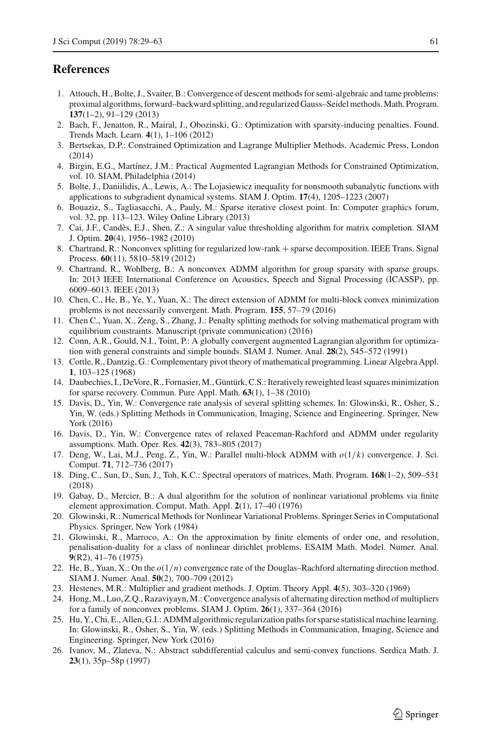## References

1. Attouch, H., Bolte, J., Svaiter, B.: Convergence of descent methods for semi-algebraic and tame problems: proximal algorithms, forward–backward splitting, and regularized Gauss–Seidel methods. Math. Program. **137**(1–2), 91–129 (2013)
2. Bach, F., Jenatton, R., Mairal, J., Obozinski, G.: Optimization with sparsity-inducing penalties. Found. Trends Mach. Learn. **4**(1), 1–106 (2012)
3. Bertsekas, D.P.: Constrained Optimization and Lagrange Multiplier Methods. Academic Press, London (2014)
4. Birgin, E.G., Martínez, J.M.: Practical Augmented Lagrangian Methods for Constrained Optimization, vol. 10. SIAM, Philadelphia (2014)
5. Bolte, J., Daniilidis, A., Lewis, A.: The Lojasiewicz inequality for nonsmooth subanalytic functions with applications to subgradient dynamical systems. SIAM J. Optim. **17**(4), 1205–1223 (2007)
6. Bouaziz, S., Tagliasacchi, A., Pauly, M.: Sparse iterative closest point. In: Computer graphics forum, vol. 32, pp. 113–123. Wiley Online Library (2013)
7. Cai, J.F., Candès, E.J., Shen, Z.: A singular value thresholding algorithm for matrix completion. SIAM J. Optim. **20**(4), 1956–1982 (2010)
8. Chartrand, R.: Nonconvex splitting for regularized low-rank + sparse decomposition. IEEE Trans. Signal Process. **60**(11), 5810–5819 (2012)
9. Chartrand, R., Wohlberg, B.: A nonconvex ADMM algorithm for group sparsity with sparse groups. In: 2013 IEEE International Conference on Acoustics, Speech and Signal Processing (ICASSP), pp. 6009–6013. IEEE (2013)
10. Chen, C., He, B., Ye, Y., Yuan, X.: The direct extension of ADMM for multi-block convex minimization problems is not necessarily convergent. Math. Program. **155**, 57–79 (2016)
11. Chen C., Yuan, X., Zeng, S., Zhang, J.: Penalty splitting methods for solving mathematical program with equilibrium constraints. Manuscript (private communication) (2016)
12. Conn, A.R., Gould, N.I., Toint, P.: A globally convergent augmented Lagrangian algorithm for optimization with general constraints and simple bounds. SIAM J. Numer. Anal. **28**(2), 545–572 (1991)
13. Cottle, R., Dantzig, G.: Complementary pivot theory of mathematical programming. Linear Algebra Appl. **1**, 103–125 (1968)
14. Daubechies, I., DeVore, R., Fornasier, M., Güntürk, C.S.: Iteratively reweighted least squares minimization for sparse recovery. Commun. Pure Appl. Math. **63**(1), 1–38 (2010)
15. Davis, D., Yin, W.: Convergence rate analysis of several splitting schemes. In: Glowinski, R., Osher, S., Yin, W. (eds.) Splitting Methods in Communication, Imaging, Science and Engineering. Springer, New York (2016)
16. Davis, D., Yin, W.: Convergence rates of relaxed Peaceman-Rachford and ADMM under regularity assumptions. Math. Oper. Res. **42**(3), 783–805 (2017)
17. Deng, W., Lai, M.J., Peng, Z., Yin, W.: Parallel multi-block ADMM with $o(1/k)$ convergence. J. Sci. Comput. **71**, 712–736 (2017)
18. Ding, C., Sun, D., Sun, J., Toh, K.C.: Spectral operators of matrices. Math. Program. **168**(1–2), 509–531 (2018)
19. Gabay, D., Mercier, B.: A dual algorithm for the solution of nonlinear variational problems via finite element approximation. Comput. Math. Appl. **2**(1), 17–40 (1976)
20. Glowinski, R.: Numerical Methods for Nonlinear Variational Problems. Springer Series in Computational Physics. Springer, New York (1984)
21. Glowinski, R., Marroco, A.: On the approximation by finite elements of order one, and resolution, penalisation-duality for a class of nonlinear dirichlet problems. ESAIM Math. Model. Numer. Anal. **9**(R2), 41–76 (1975)
22. He, B., Yuan, X.: On the $o(1/n)$ convergence rate of the Douglas–Rachford alternating direction method. SIAM J. Numer. Anal. **50**(2), 700–709 (2012)
23. Hestenes, M.R.: Multiplier and gradient methods. J. Optim. Theory Appl. **4**(5), 303–320 (1969)
24. Hong, M., Luo, Z.Q., Razaviyayn, M.: Convergence analysis of alternating direction method of multipliers for a family of nonconvex problems. SIAM J. Optim. **26**(1), 337–364 (2016)
25. Hu, Y., Chi, E., Allen, G.I.: ADMM algorithmic regularization paths for sparse statistical machine learning. In: Glowinski, R., Osher, S., Yin, W. (eds.) Splitting Methods in Communication, Imaging, Science and Engineering. Springer, New York (2016)
26. Ivanov, M., Zlateva, N.: Abstract subdifferential calculus and semi-convex functions. Serdica Math. J. **23**(1), 35p–58p (1997)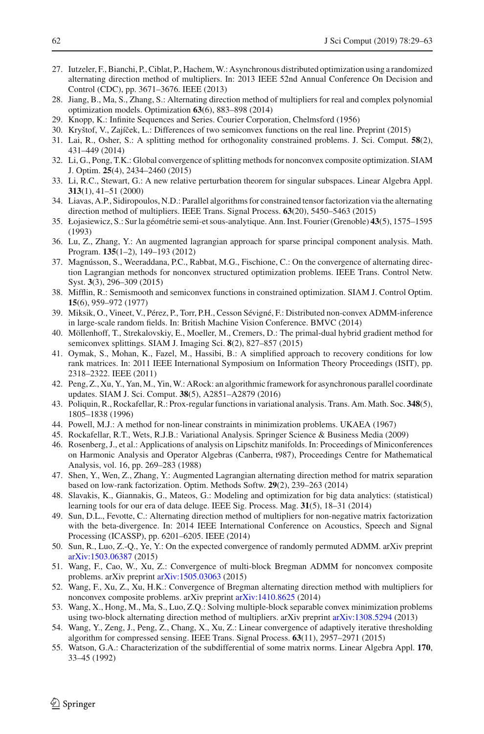27. Iutzeler, F., Bianchi, P., Ciblat, P., Hachem, W.: Asynchronous distributed optimization using a randomized alternating direction method of multipliers. In: 2013 IEEE 52nd Annual Conference On Decision and Control (CDC), pp. 3671–3676. IEEE (2013)
28. Jiang, B., Ma, S., Zhang, S.: Alternating direction method of multipliers for real and complex polynomial optimization models. Optimization **63**(6), 883–898 (2014)
29. Knopp, K.: Infinite Sequences and Series. Courier Corporation, Chelmsford (1956)
30. Kryštof, V., Zajíček, L.: Differences of two semiconvex functions on the real line. Preprint (2015)
31. Lai, R., Osher, S.: A splitting method for orthogonality constrained problems. J. Sci. Comput. **58**(2), 431–449 (2014)
32. Li, G., Pong, T.K.: Global convergence of splitting methods for nonconvex composite optimization. SIAM J. Optim. **25**(4), 2434–2460 (2015)
33. Li, R.C., Stewart, G.: A new relative perturbation theorem for singular subspaces. Linear Algebra Appl. **313**(1), 41–51 (2000)
34. Liavas, A.P., Sidiropoulos, N.D.: Parallel algorithms for constrained tensor factorization via the alternating direction method of multipliers. IEEE Trans. Signal Process. **63**(20), 5450–5463 (2015)
35. Łojasiewicz, S.: Sur la géométrie semi-et sous-analytique. Ann. Inst. Fourier (Grenoble) **43**(5), 1575–1595 (1993)
36. Lu, Z., Zhang, Y.: An augmented lagrangian approach for sparse principal component analysis. Math. Program. **135**(1–2), 149–193 (2012)
37. Magnússon, S., Weeraddana, P.C., Rabbat, M.G., Fischione, C.: On the convergence of alternating direction Lagrangian methods for nonconvex structured optimization problems. IEEE Trans. Control Netw. Syst. **3**(3), 296–309 (2015)
38. Mifflin, R.: Semismooth and semiconvex functions in constrained optimization. SIAM J. Control Optim. **15**(6), 959–972 (1977)
39. Miksik, O., Vineet, V., Pérez, P., Torr, P.H., Cesson Sévigné, F.: Distributed non-convex ADMM-inference in large-scale random fields. In: British Machine Vision Conference. BMVC (2014)
40. Möllenhoff, T., Strekalovskiy, E., Moeller, M., Cremers, D.: The primal-dual hybrid gradient method for semiconvex splittings. SIAM J. Imaging Sci. **8**(2), 827–857 (2015)
41. Oymak, S., Mohan, K., Fazel, M., Hassibi, B.: A simplified approach to recovery conditions for low rank matrices. In: 2011 IEEE International Symposium on Information Theory Proceedings (ISIT), pp. 2318–2322. IEEE (2011)
42. Peng, Z., Xu, Y., Yan, M., Yin, W.: ARock: an algorithmic framework for asynchronous parallel coordinate updates. SIAM J. Sci. Comput. **38**(5), A2851–A2879 (2016)
43. Poliquin, R., Rockafellar, R.: Prox-regular functions in variational analysis. Trans. Am. Math. Soc. **348**(5), 1805–1838 (1996)
44. Powell, M.J.: A method for non-linear constraints in minimization problems. UKAEA (1967)
45. Rockafellar, R.T., Wets, R.J.B.: Variational Analysis. Springer Science & Business Media (2009)
46. Rosenberg, J., et al.: Applications of analysis on Lipschitz manifolds. In: Proceedings of Miniconferences on Harmonic Analysis and Operator Algebras (Canberra, t987), Proceedings Centre for Mathematical Analysis, vol. 16, pp. 269–283 (1988)
47. Shen, Y., Wen, Z., Zhang, Y.: Augmented Lagrangian alternating direction method for matrix separation based on low-rank factorization. Optim. Methods Softw. **29**(2), 239–263 (2014)
48. Slavakis, K., Giannakis, G., Mateos, G.: Modeling and optimization for big data analytics: (statistical) learning tools for our era of data deluge. IEEE Sig. Process. Mag. **31**(5), 18–31 (2014)
49. Sun, D.L., Fevotte, C.: Alternating direction method of multipliers for non-negative matrix factorization with the beta-divergence. In: 2014 IEEE International Conference on Acoustics, Speech and Signal Processing (ICASSP), pp. 6201–6205. IEEE (2014)
50. Sun, R., Luo, Z.-Q., Ye, Y.: On the expected convergence of randomly permuted ADMM. arXiv preprint arXiv:1503.06387 (2015)
51. Wang, F., Cao, W., Xu, Z.: Convergence of multi-block Bregman ADMM for nonconvex composite problems. arXiv preprint arXiv:1505.03063 (2015)
52. Wang, F., Xu, Z., Xu, H.K.: Convergence of Bregman alternating direction method with multipliers for nonconvex composite problems. arXiv preprint arXiv:1410.8625 (2014)
53. Wang, X., Hong, M., Ma, S., Luo, Z.Q.: Solving multiple-block separable convex minimization problems using two-block alternating direction method of multipliers. arXiv preprint arXiv:1308.5294 (2013)
54. Wang, Y., Zeng, J., Peng, Z., Chang, X., Xu, Z.: Linear convergence of adaptively iterative thresholding algorithm for compressed sensing. IEEE Trans. Signal Process. **63**(11), 2957–2971 (2015)
55. Watson, G.A.: Characterization of the subdifferential of some matrix norms. Linear Algebra Appl. **170**, 33–45 (1992)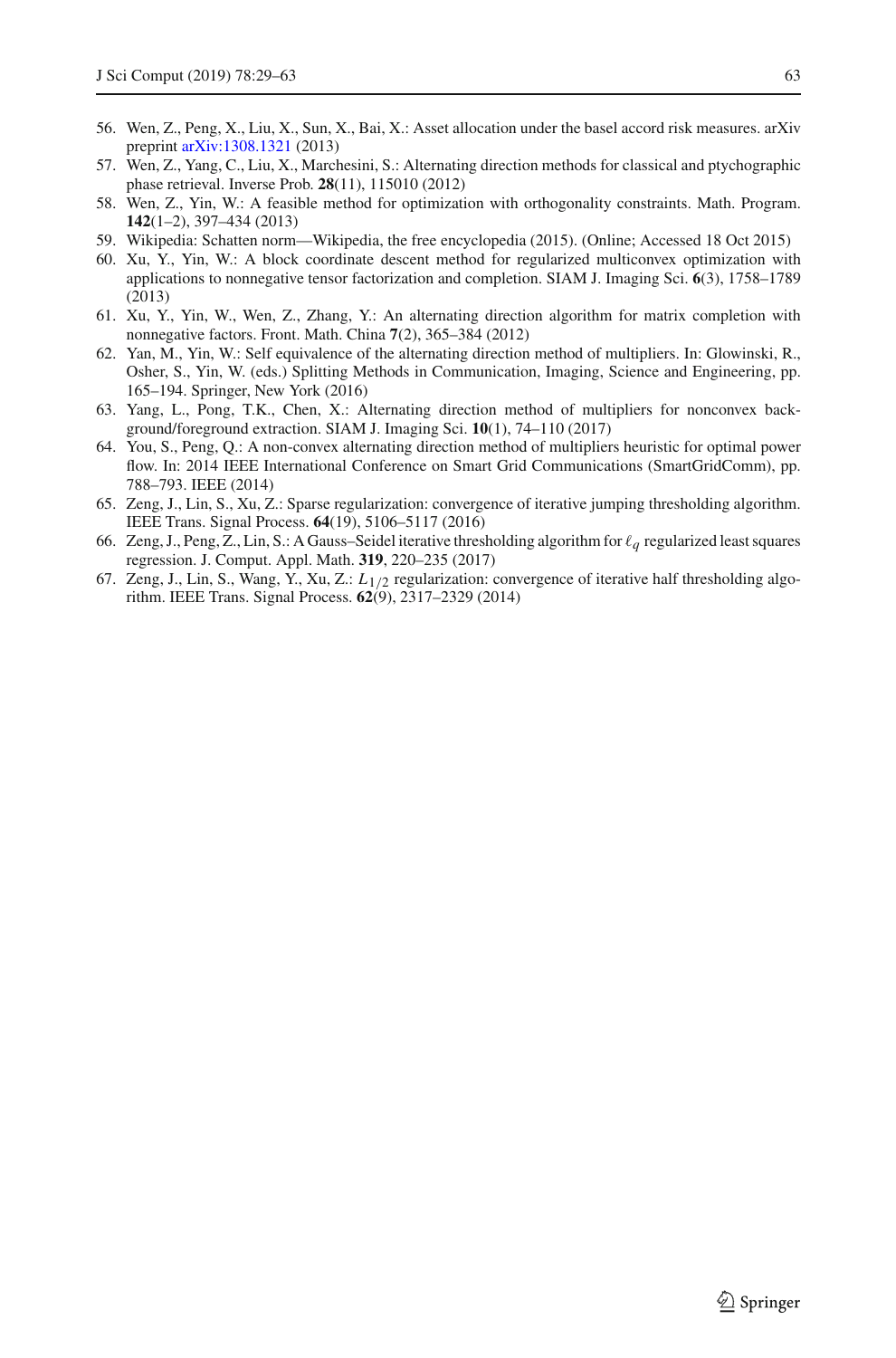56. Wen, Z., Peng, X., Liu, X., Sun, X., Bai, X.: Asset allocation under the basel accord risk measures. arXiv preprint arXiv:1308.1321 (2013)
57. Wen, Z., Yang, C., Liu, X., Marchesini, S.: Alternating direction methods for classical and ptychographic phase retrieval. Inverse Prob. **28**(11), 115010 (2012)
58. Wen, Z., Yin, W.: A feasible method for optimization with orthogonality constraints. Math. Program. **142**(1–2), 397–434 (2013)
59. Wikipedia: Schatten norm—Wikipedia, the free encyclopedia (2015). (Online; Accessed 18 Oct 2015)
60. Xu, Y., Yin, W.: A block coordinate descent method for regularized multiconvex optimization with applications to nonnegative tensor factorization and completion. SIAM J. Imaging Sci. **6**(3), 1758–1789 (2013)
61. Xu, Y., Yin, W., Wen, Z., Zhang, Y.: An alternating direction algorithm for matrix completion with nonnegative factors. Front. Math. China **7**(2), 365–384 (2012)
62. Yan, M., Yin, W.: Self equivalence of the alternating direction method of multipliers. In: Glowinski, R., Osher, S., Yin, W. (eds.) Splitting Methods in Communication, Imaging, Science and Engineering, pp. 165–194. Springer, New York (2016)
63. Yang, L., Pong, T.K., Chen, X.: Alternating direction method of multipliers for nonconvex background/foreground extraction. SIAM J. Imaging Sci. **10**(1), 74–110 (2017)
64. You, S., Peng, Q.: A non-convex alternating direction method of multipliers heuristic for optimal power flow. In: 2014 IEEE International Conference on Smart Grid Communications (SmartGridComm), pp. 788–793. IEEE (2014)
65. Zeng, J., Lin, S., Xu, Z.: Sparse regularization: convergence of iterative jumping thresholding algorithm. IEEE Trans. Signal Process. **64**(19), 5106–5117 (2016)
66. Zeng, J., Peng, Z., Lin, S.: A Gauss–Seidel iterative thresholding algorithm for $\ell_q$ regularized least squares regression. J. Comput. Appl. Math. **319**, 220–235 (2017)
67. Zeng, J., Lin, S., Wang, Y., Xu, Z.: $L_{1/2}$ regularization: convergence of iterative half thresholding algorithm. IEEE Trans. Signal Process. **62**(9), 2317–2329 (2014)